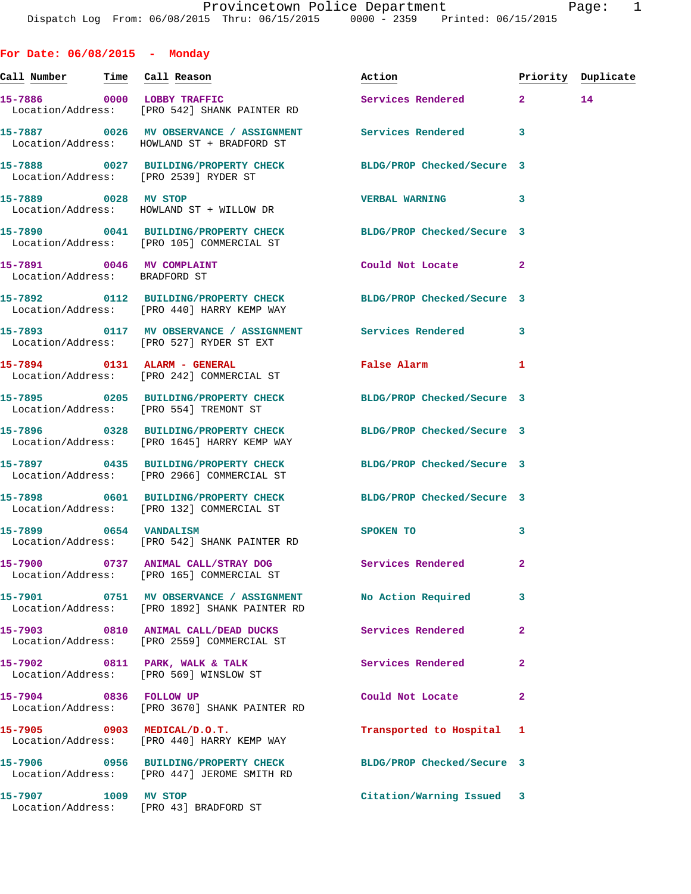**Provincetown Police Department**
Dispatch Log From: 06/08/2015 Thru: 06/15/2015 0000 - 2359 Printed: 06/15/2015

## For Date: 06/08/2015 - Monday

| Call Number | Time | Call Reason | Action | Priority | Duplicate |
|---|---|---|---|---|---|
| 15-7886 | 0000 | LOBBY TRAFFIC | Services Rendered | 2 | 14 |
| Location/Address: | | [PRO 542] SHANK PAINTER RD | | | |
| 15-7887 | 0026 | MV OBSERVANCE / ASSIGNMENT | Services Rendered | 3 | |
| Location/Address: | | HOWLAND ST + BRADFORD ST | | | |
| 15-7888 | 0027 | BUILDING/PROPERTY CHECK | BLDG/PROP Checked/Secure | 3 | |
| Location/Address: | | [PRO 2539] RYDER ST | | | |
| 15-7889 | 0028 | MV STOP | VERBAL WARNING | 3 | |
| Location/Address: | | HOWLAND ST + WILLOW DR | | | |
| 15-7890 | 0041 | BUILDING/PROPERTY CHECK | BLDG/PROP Checked/Secure | 3 | |
| Location/Address: | | [PRO 105] COMMERCIAL ST | | | |
| 15-7891 | 0046 | MV COMPLAINT | Could Not Locate | 2 | |
| Location/Address: | | BRADFORD ST | | | |
| 15-7892 | 0112 | BUILDING/PROPERTY CHECK | BLDG/PROP Checked/Secure | 3 | |
| Location/Address: | | [PRO 440] HARRY KEMP WAY | | | |
| 15-7893 | 0117 | MV OBSERVANCE / ASSIGNMENT | Services Rendered | 3 | |
| Location/Address: | | [PRO 527] RYDER ST EXT | | | |
| 15-7894 | 0131 | ALARM - GENERAL | False Alarm | 1 | |
| Location/Address: | | [PRO 242] COMMERCIAL ST | | | |
| 15-7895 | 0205 | BUILDING/PROPERTY CHECK | BLDG/PROP Checked/Secure | 3 | |
| Location/Address: | | [PRO 554] TREMONT ST | | | |
| 15-7896 | 0328 | BUILDING/PROPERTY CHECK | BLDG/PROP Checked/Secure | 3 | |
| Location/Address: | | [PRO 1645] HARRY KEMP WAY | | | |
| 15-7897 | 0435 | BUILDING/PROPERTY CHECK | BLDG/PROP Checked/Secure | 3 | |
| Location/Address: | | [PRO 2966] COMMERCIAL ST | | | |
| 15-7898 | 0601 | BUILDING/PROPERTY CHECK | BLDG/PROP Checked/Secure | 3 | |
| Location/Address: | | [PRO 132] COMMERCIAL ST | | | |
| 15-7899 | 0654 | VANDALISM | SPOKEN TO | 3 | |
| Location/Address: | | [PRO 542] SHANK PAINTER RD | | | |
| 15-7900 | 0737 | ANIMAL CALL/STRAY DOG | Services Rendered | 2 | |
| Location/Address: | | [PRO 165] COMMERCIAL ST | | | |
| 15-7901 | 0751 | MV OBSERVANCE / ASSIGNMENT | No Action Required | 3 | |
| Location/Address: | | [PRO 1892] SHANK PAINTER RD | | | |
| 15-7903 | 0810 | ANIMAL CALL/DEAD DUCKS | Services Rendered | 2 | |
| Location/Address: | | [PRO 2559] COMMERCIAL ST | | | |
| 15-7902 | 0811 | PARK, WALK & TALK | Services Rendered | 2 | |
| Location/Address: | | [PRO 569] WINSLOW ST | | | |
| 15-7904 | 0836 | FOLLOW UP | Could Not Locate | 2 | |
| Location/Address: | | [PRO 3670] SHANK PAINTER RD | | | |
| 15-7905 | 0903 | MEDICAL/D.O.T. | Transported to Hospital | 1 | |
| Location/Address: | | [PRO 440] HARRY KEMP WAY | | | |
| 15-7906 | 0956 | BUILDING/PROPERTY CHECK | BLDG/PROP Checked/Secure | 3 | |
| Location/Address: | | [PRO 447] JEROME SMITH RD | | | |
| 15-7907 | 1009 | MV STOP | Citation/Warning Issued | 3 | |
| Location/Address: | | [PRO 43] BRADFORD ST | | | |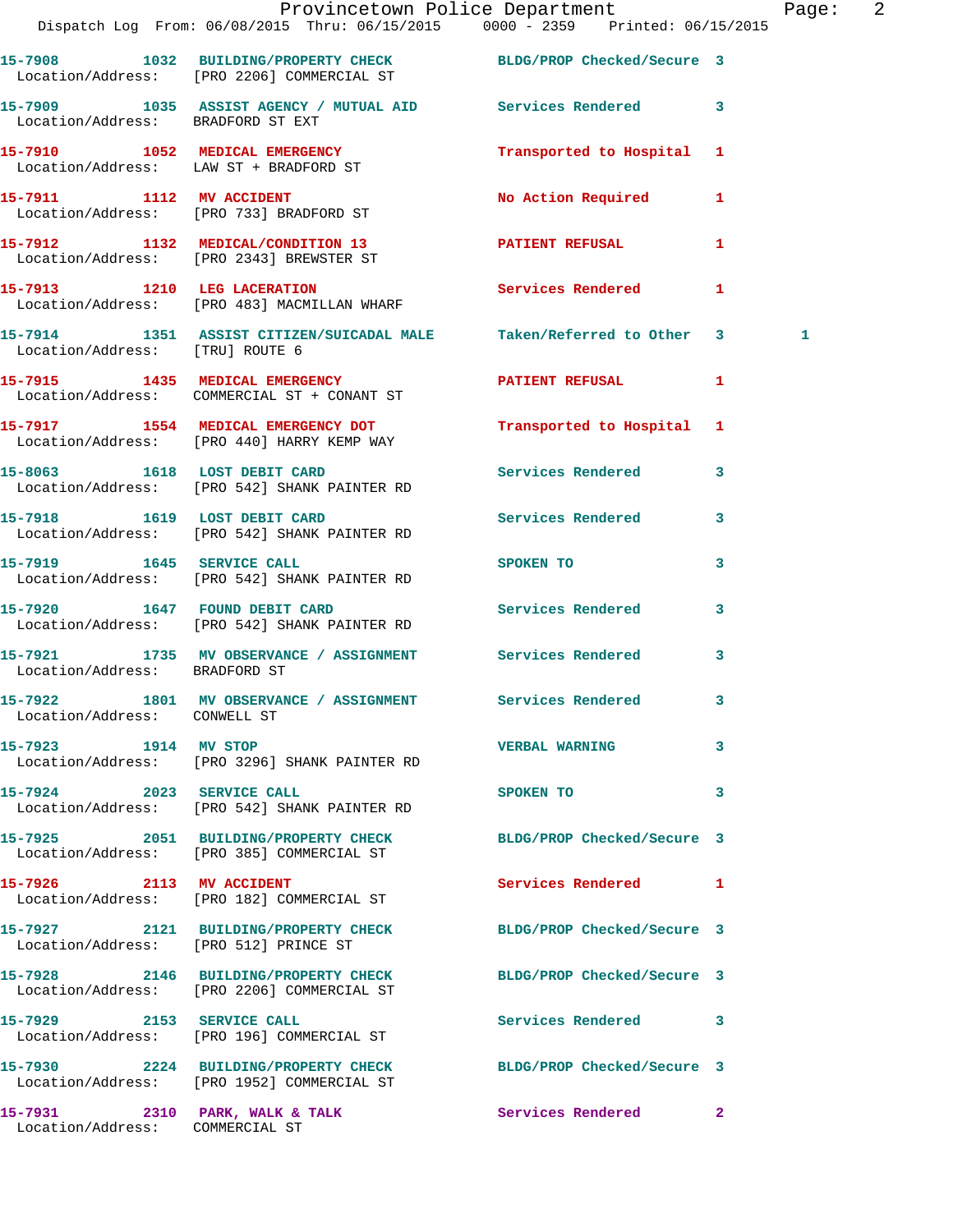15-7908 1032 BUILDING/PROPERTY CHECK BLDG/PROP Checked/Secure 3
Location/Address: [PRO 2206] COMMERCIAL ST

15-7909 1035 ASSIST AGENCY / MUTUAL AID Services Rendered 3
Location/Address: BRADFORD ST EXT

15-7910 1052 MEDICAL EMERGENCY Transported to Hospital 1
Location/Address: LAW ST + BRADFORD ST

15-7911 1112 MV ACCIDENT No Action Required 1
Location/Address: [PRO 733] BRADFORD ST

15-7912 1132 MEDICAL/CONDITION 13 PATIENT REFUSAL 1
Location/Address: [PRO 2343] BREWSTER ST

15-7913 1210 LEG LACERATION Services Rendered 1
Location/Address: [PRO 483] MACMILLAN WHARF

15-7914 1351 ASSIST CITIZEN/SUICADAL MALE Taken/Referred to Other 3 1
Location/Address: [TRU] ROUTE 6

15-7915 1435 MEDICAL EMERGENCY PATIENT REFUSAL 1
Location/Address: COMMERCIAL ST + CONANT ST

15-7917 1554 MEDICAL EMERGENCY DOT Transported to Hospital 1
Location/Address: [PRO 440] HARRY KEMP WAY

15-8063 1618 LOST DEBIT CARD Services Rendered 3
Location/Address: [PRO 542] SHANK PAINTER RD

15-7918 1619 LOST DEBIT CARD Services Rendered 3
Location/Address: [PRO 542] SHANK PAINTER RD

15-7919 1645 SERVICE CALL SPOKEN TO 3
Location/Address: [PRO 542] SHANK PAINTER RD

15-7920 1647 FOUND DEBIT CARD Services Rendered 3
Location/Address: [PRO 542] SHANK PAINTER RD

15-7921 1735 MV OBSERVANCE / ASSIGNMENT Services Rendered 3
Location/Address: BRADFORD ST

15-7922 1801 MV OBSERVANCE / ASSIGNMENT Services Rendered 3
Location/Address: CONWELL ST

15-7923 1914 MV STOP VERBAL WARNING 3
Location/Address: [PRO 3296] SHANK PAINTER RD

15-7924 2023 SERVICE CALL SPOKEN TO 3
Location/Address: [PRO 542] SHANK PAINTER RD

15-7925 2051 BUILDING/PROPERTY CHECK BLDG/PROP Checked/Secure 3
Location/Address: [PRO 385] COMMERCIAL ST

15-7926 2113 MV ACCIDENT Services Rendered 1
Location/Address: [PRO 182] COMMERCIAL ST

15-7927 2121 BUILDING/PROPERTY CHECK BLDG/PROP Checked/Secure 3
Location/Address: [PRO 512] PRINCE ST

15-7928 2146 BUILDING/PROPERTY CHECK BLDG/PROP Checked/Secure 3
Location/Address: [PRO 2206] COMMERCIAL ST

15-7929 2153 SERVICE CALL Services Rendered 3
Location/Address: [PRO 196] COMMERCIAL ST

15-7930 2224 BUILDING/PROPERTY CHECK BLDG/PROP Checked/Secure 3
Location/Address: [PRO 1952] COMMERCIAL ST

15-7931 2310 PARK, WALK & TALK Services Rendered 2
Location/Address: COMMERCIAL ST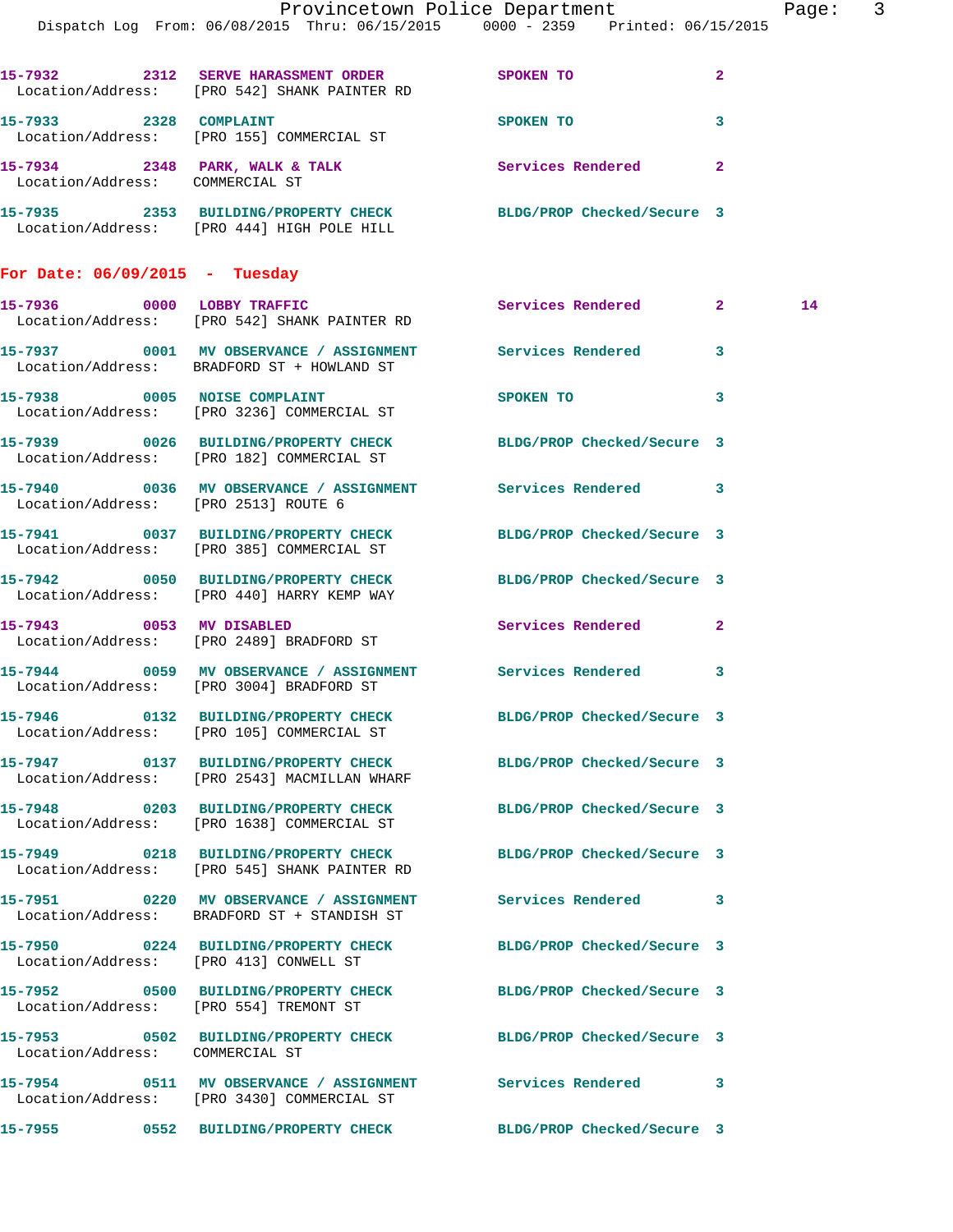15-7932 2312 SERVE HARASSMENT ORDER SPOKEN TO 2
Location/Address: [PRO 542] SHANK PAINTER RD

15-7933 2328 COMPLAINT SPOKEN TO 3
Location/Address: [PRO 155] COMMERCIAL ST

15-7934 2348 PARK, WALK & TALK Services Rendered 2
Location/Address: COMMERCIAL ST

15-7935 2353 BUILDING/PROPERTY CHECK BLDG/PROP Checked/Secure 3
Location/Address: [PRO 444] HIGH POLE HILL

## For Date: 06/09/2015 - Tuesday

15-7936 0000 LOBBY TRAFFIC Services Rendered 2 14
Location/Address: [PRO 542] SHANK PAINTER RD

15-7937 0001 MV OBSERVANCE / ASSIGNMENT Services Rendered 3
Location/Address: BRADFORD ST + HOWLAND ST

15-7938 0005 NOISE COMPLAINT SPOKEN TO 3
Location/Address: [PRO 3236] COMMERCIAL ST

15-7939 0026 BUILDING/PROPERTY CHECK BLDG/PROP Checked/Secure 3
Location/Address: [PRO 182] COMMERCIAL ST

15-7940 0036 MV OBSERVANCE / ASSIGNMENT Services Rendered 3
Location/Address: [PRO 2513] ROUTE 6

15-7941 0037 BUILDING/PROPERTY CHECK BLDG/PROP Checked/Secure 3
Location/Address: [PRO 385] COMMERCIAL ST

15-7942 0050 BUILDING/PROPERTY CHECK BLDG/PROP Checked/Secure 3
Location/Address: [PRO 440] HARRY KEMP WAY

15-7943 0053 MV DISABLED Services Rendered 2
Location/Address: [PRO 2489] BRADFORD ST

15-7944 0059 MV OBSERVANCE / ASSIGNMENT Services Rendered 3
Location/Address: [PRO 3004] BRADFORD ST

15-7946 0132 BUILDING/PROPERTY CHECK BLDG/PROP Checked/Secure 3
Location/Address: [PRO 105] COMMERCIAL ST

15-7947 0137 BUILDING/PROPERTY CHECK BLDG/PROP Checked/Secure 3
Location/Address: [PRO 2543] MACMILLAN WHARF

15-7948 0203 BUILDING/PROPERTY CHECK BLDG/PROP Checked/Secure 3
Location/Address: [PRO 1638] COMMERCIAL ST

15-7949 0218 BUILDING/PROPERTY CHECK BLDG/PROP Checked/Secure 3
Location/Address: [PRO 545] SHANK PAINTER RD

15-7951 0220 MV OBSERVANCE / ASSIGNMENT Services Rendered 3
Location/Address: BRADFORD ST + STANDISH ST

15-7950 0224 BUILDING/PROPERTY CHECK BLDG/PROP Checked/Secure 3
Location/Address: [PRO 413] CONWELL ST

15-7952 0500 BUILDING/PROPERTY CHECK BLDG/PROP Checked/Secure 3
Location/Address: [PRO 554] TREMONT ST

15-7953 0502 BUILDING/PROPERTY CHECK BLDG/PROP Checked/Secure 3
Location/Address: COMMERCIAL ST

15-7954 0511 MV OBSERVANCE / ASSIGNMENT Services Rendered 3
Location/Address: [PRO 3430] COMMERCIAL ST

15-7955 0552 BUILDING/PROPERTY CHECK BLDG/PROP Checked/Secure 3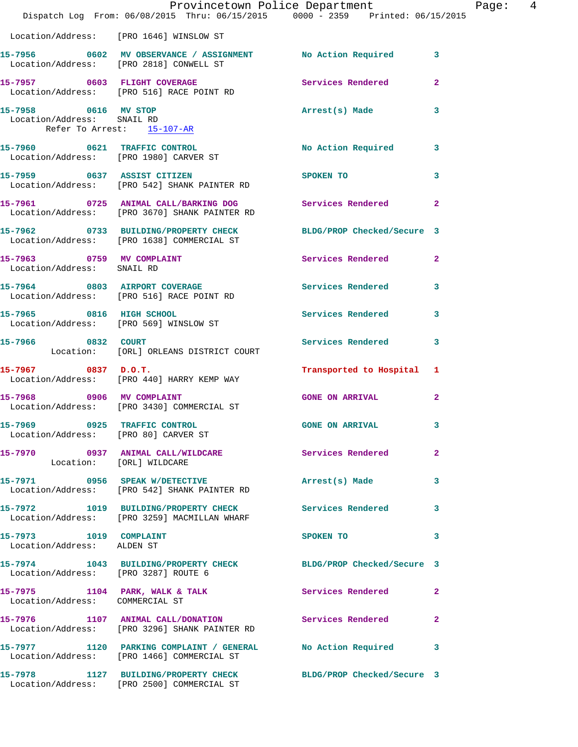Location/Address: [PRO 1646] WINSLOW ST

**15-7956** 0602 **MV OBSERVANCE / ASSIGNMENT** No Action Required 3
Location/Address: [PRO 2818] CONWELL ST

**15-7957** 0603 **FLIGHT COVERAGE** Services Rendered 2
Location/Address: [PRO 516] RACE POINT RD

**15-7958** 0616 **MV STOP** Arrest(s) Made 3
Location/Address: SNAIL RD
Refer To Arrest: 15-107-AR

**15-7960** 0621 **TRAFFIC CONTROL** No Action Required 3
Location/Address: [PRO 1980] CARVER ST

**15-7959** 0637 **ASSIST CITIZEN** SPOKEN TO 3
Location/Address: [PRO 542] SHANK PAINTER RD

**15-7961** 0725 **ANIMAL CALL/BARKING DOG** Services Rendered 2
Location/Address: [PRO 3670] SHANK PAINTER RD

**15-7962** 0733 **BUILDING/PROPERTY CHECK** BLDG/PROP Checked/Secure 3
Location/Address: [PRO 1638] COMMERCIAL ST

**15-7963** 0759 **MV COMPLAINT** Services Rendered 2
Location/Address: SNAIL RD

**15-7964** 0803 **AIRPORT COVERAGE** Services Rendered 3
Location/Address: [PRO 516] RACE POINT RD

**15-7965** 0816 **HIGH SCHOOL** Services Rendered 3
Location/Address: [PRO 569] WINSLOW ST

**15-7966** 0832 **COURT** Services Rendered 3
Location: [ORL] ORLEANS DISTRICT COURT

**15-7967** 0837 **D.O.T.** Transported to Hospital 1
Location/Address: [PRO 440] HARRY KEMP WAY

**15-7968** 0906 **MV COMPLAINT** GONE ON ARRIVAL 2
Location/Address: [PRO 3430] COMMERCIAL ST

**15-7969** 0925 **TRAFFIC CONTROL** GONE ON ARRIVAL 3
Location/Address: [PRO 80] CARVER ST

**15-7970** 0937 **ANIMAL CALL/WILDCARE** Services Rendered 2
Location: [ORL] WILDCARE

**15-7971** 0956 **SPEAK W/DETECTIVE** Arrest(s) Made 3
Location/Address: [PRO 542] SHANK PAINTER RD

**15-7972** 1019 **BUILDING/PROPERTY CHECK** Services Rendered 3
Location/Address: [PRO 3259] MACMILLAN WHARF

**15-7973** 1019 **COMPLAINT** SPOKEN TO 3
Location/Address: ALDEN ST

**15-7974** 1043 **BUILDING/PROPERTY CHECK** BLDG/PROP Checked/Secure 3
Location/Address: [PRO 3287] ROUTE 6

**15-7975** 1104 **PARK, WALK & TALK** Services Rendered 2
Location/Address: COMMERCIAL ST

**15-7976** 1107 **ANIMAL CALL/DONATION** Services Rendered 2
Location/Address: [PRO 3296] SHANK PAINTER RD

**15-7977** 1120 **PARKING COMPLAINT / GENERAL** No Action Required 3
Location/Address: [PRO 1466] COMMERCIAL ST

**15-7978** 1127 **BUILDING/PROPERTY CHECK** BLDG/PROP Checked/Secure 3
Location/Address: [PRO 2500] COMMERCIAL ST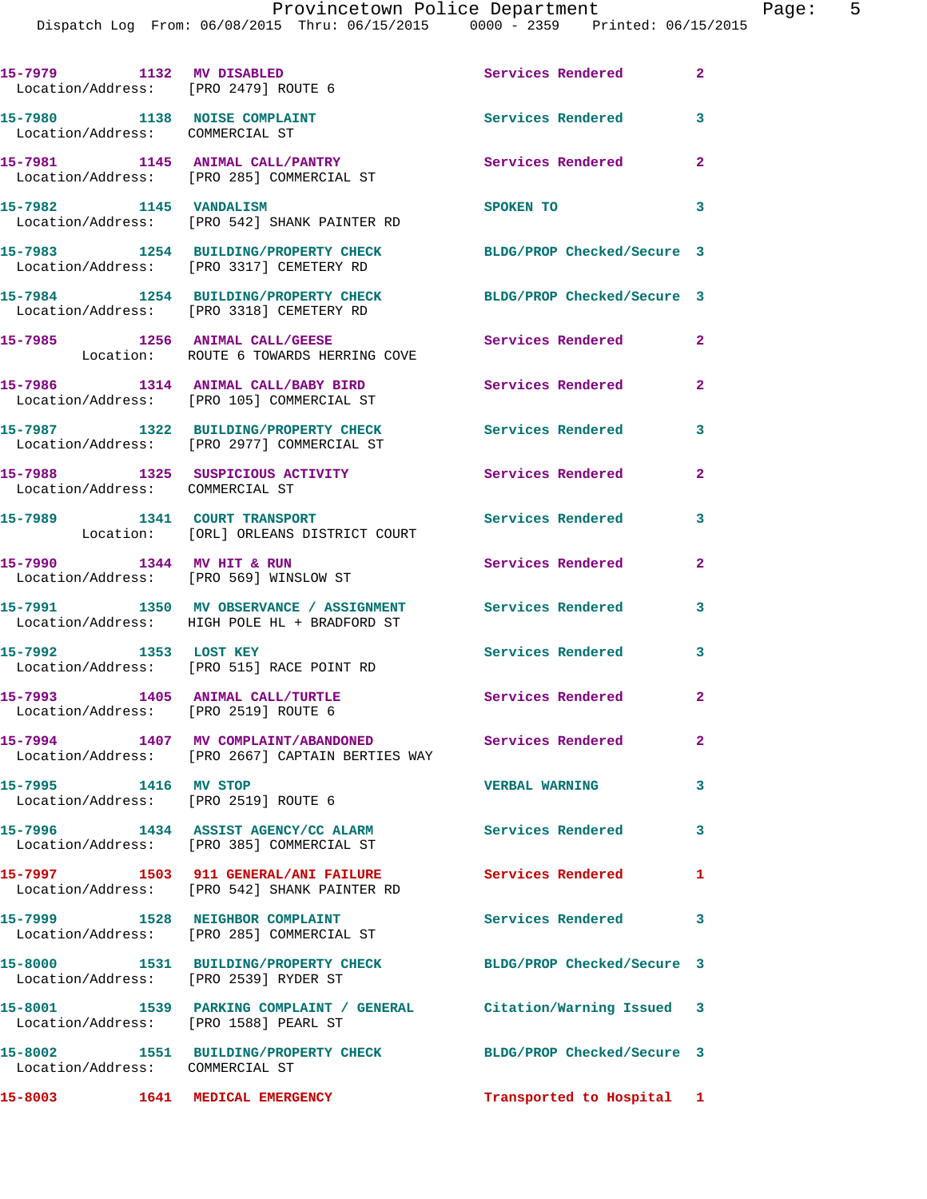15-7979 1132 MV DISABLED Services Rendered 2
Location/Address: [PRO 2479] ROUTE 6

15-7980 1138 NOISE COMPLAINT Services Rendered 3
Location/Address: COMMERCIAL ST

15-7981 1145 ANIMAL CALL/PANTRY Services Rendered 2
Location/Address: [PRO 285] COMMERCIAL ST

15-7982 1145 VANDALISM SPOKEN TO 3
Location/Address: [PRO 542] SHANK PAINTER RD

15-7983 1254 BUILDING/PROPERTY CHECK BLDG/PROP Checked/Secure 3
Location/Address: [PRO 3317] CEMETERY RD

15-7984 1254 BUILDING/PROPERTY CHECK BLDG/PROP Checked/Secure 3
Location/Address: [PRO 3318] CEMETERY RD

15-7985 1256 ANIMAL CALL/GEESE Services Rendered 2
Location: ROUTE 6 TOWARDS HERRING COVE

15-7986 1314 ANIMAL CALL/BABY BIRD Services Rendered 2
Location/Address: [PRO 105] COMMERCIAL ST

15-7987 1322 BUILDING/PROPERTY CHECK Services Rendered 3
Location/Address: [PRO 2977] COMMERCIAL ST

15-7988 1325 SUSPICIOUS ACTIVITY Services Rendered 2
Location/Address: COMMERCIAL ST

15-7989 1341 COURT TRANSPORT Services Rendered 3
Location: [ORL] ORLEANS DISTRICT COURT

15-7990 1344 MV HIT & RUN Services Rendered 2
Location/Address: [PRO 569] WINSLOW ST

15-7991 1350 MV OBSERVANCE / ASSIGNMENT Services Rendered 3
Location/Address: HIGH POLE HL + BRADFORD ST

15-7992 1353 LOST KEY Services Rendered 3
Location/Address: [PRO 515] RACE POINT RD

15-7993 1405 ANIMAL CALL/TURTLE Services Rendered 2
Location/Address: [PRO 2519] ROUTE 6

15-7994 1407 MV COMPLAINT/ABANDONED Services Rendered 2
Location/Address: [PRO 2667] CAPTAIN BERTIES WAY

15-7995 1416 MV STOP VERBAL WARNING 3
Location/Address: [PRO 2519] ROUTE 6

15-7996 1434 ASSIST AGENCY/CC ALARM Services Rendered 3
Location/Address: [PRO 385] COMMERCIAL ST

15-7997 1503 911 GENERAL/ANI FAILURE Services Rendered 1
Location/Address: [PRO 542] SHANK PAINTER RD

15-7999 1528 NEIGHBOR COMPLAINT Services Rendered 3
Location/Address: [PRO 285] COMMERCIAL ST

15-8000 1531 BUILDING/PROPERTY CHECK BLDG/PROP Checked/Secure 3
Location/Address: [PRO 2539] RYDER ST

15-8001 1539 PARKING COMPLAINT / GENERAL Citation/Warning Issued 3
Location/Address: [PRO 1588] PEARL ST

15-8002 1551 BUILDING/PROPERTY CHECK BLDG/PROP Checked/Secure 3
Location/Address: COMMERCIAL ST

15-8003 1641 MEDICAL EMERGENCY Transported to Hospital 1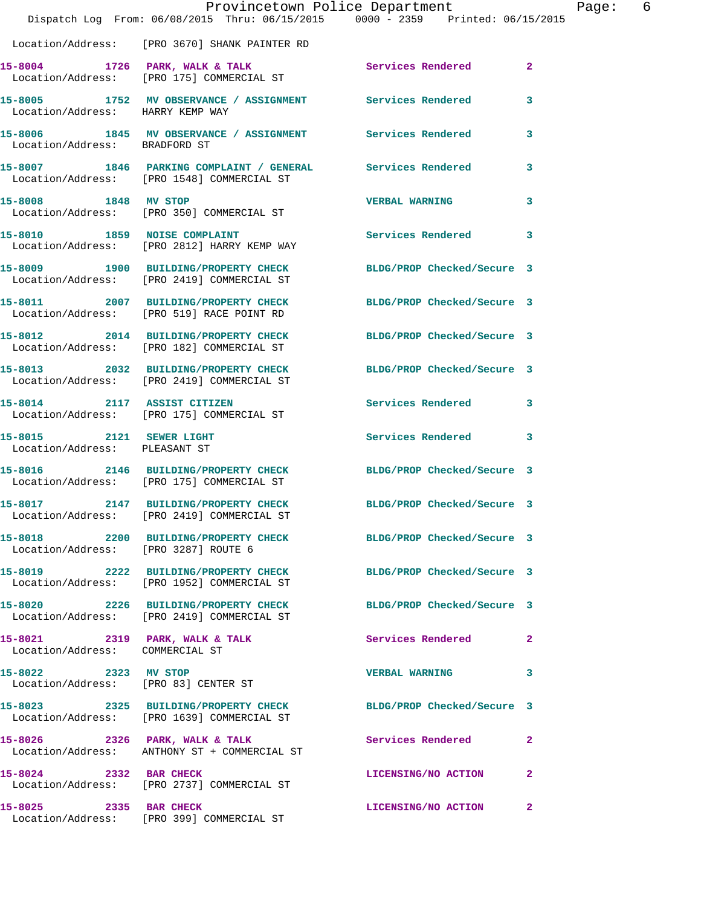Location/Address: [PRO 3670] SHANK PAINTER RD

| Call # | Time | Call Reason | Action | Priority |
|---|---|---|---|---|
| 15-8004 | 1726 | PARK, WALK & TALK | Services Rendered | 2 |
| Location/Address: | [PRO 175] COMMERCIAL ST | | | |
| 15-8005 | 1752 | MV OBSERVANCE / ASSIGNMENT | Services Rendered | 3 |
| Location/Address: | HARRY KEMP WAY | | | |
| 15-8006 | 1845 | MV OBSERVANCE / ASSIGNMENT | Services Rendered | 3 |
| Location/Address: | BRADFORD ST | | | |
| 15-8007 | 1846 | PARKING COMPLAINT / GENERAL | Services Rendered | 3 |
| Location/Address: | [PRO 1548] COMMERCIAL ST | | | |
| 15-8008 | 1848 | MV STOP | VERBAL WARNING | 3 |
| Location/Address: | [PRO 350] COMMERCIAL ST | | | |
| 15-8010 | 1859 | NOISE COMPLAINT | Services Rendered | 3 |
| Location/Address: | [PRO 2812] HARRY KEMP WAY | | | |
| 15-8009 | 1900 | BUILDING/PROPERTY CHECK | BLDG/PROP Checked/Secure | 3 |
| Location/Address: | [PRO 2419] COMMERCIAL ST | | | |
| 15-8011 | 2007 | BUILDING/PROPERTY CHECK | BLDG/PROP Checked/Secure | 3 |
| Location/Address: | [PRO 519] RACE POINT RD | | | |
| 15-8012 | 2014 | BUILDING/PROPERTY CHECK | BLDG/PROP Checked/Secure | 3 |
| Location/Address: | [PRO 182] COMMERCIAL ST | | | |
| 15-8013 | 2032 | BUILDING/PROPERTY CHECK | BLDG/PROP Checked/Secure | 3 |
| Location/Address: | [PRO 2419] COMMERCIAL ST | | | |
| 15-8014 | 2117 | ASSIST CITIZEN | Services Rendered | 3 |
| Location/Address: | [PRO 175] COMMERCIAL ST | | | |
| 15-8015 | 2121 | SEWER LIGHT | Services Rendered | 3 |
| Location/Address: | PLEASANT ST | | | |
| 15-8016 | 2146 | BUILDING/PROPERTY CHECK | BLDG/PROP Checked/Secure | 3 |
| Location/Address: | [PRO 175] COMMERCIAL ST | | | |
| 15-8017 | 2147 | BUILDING/PROPERTY CHECK | BLDG/PROP Checked/Secure | 3 |
| Location/Address: | [PRO 2419] COMMERCIAL ST | | | |
| 15-8018 | 2200 | BUILDING/PROPERTY CHECK | BLDG/PROP Checked/Secure | 3 |
| Location/Address: | [PRO 3287] ROUTE 6 | | | |
| 15-8019 | 2222 | BUILDING/PROPERTY CHECK | BLDG/PROP Checked/Secure | 3 |
| Location/Address: | [PRO 1952] COMMERCIAL ST | | | |
| 15-8020 | 2226 | BUILDING/PROPERTY CHECK | BLDG/PROP Checked/Secure | 3 |
| Location/Address: | [PRO 2419] COMMERCIAL ST | | | |
| 15-8021 | 2319 | PARK, WALK & TALK | Services Rendered | 2 |
| Location/Address: | COMMERCIAL ST | | | |
| 15-8022 | 2323 | MV STOP | VERBAL WARNING | 3 |
| Location/Address: | [PRO 83] CENTER ST | | | |
| 15-8023 | 2325 | BUILDING/PROPERTY CHECK | BLDG/PROP Checked/Secure | 3 |
| Location/Address: | [PRO 1639] COMMERCIAL ST | | | |
| 15-8026 | 2326 | PARK, WALK & TALK | Services Rendered | 2 |
| Location/Address: | ANTHONY ST + COMMERCIAL ST | | | |
| 15-8024 | 2332 | BAR CHECK | LICENSING/NO ACTION | 2 |
| Location/Address: | [PRO 2737] COMMERCIAL ST | | | |
| 15-8025 | 2335 | BAR CHECK | LICENSING/NO ACTION | 2 |
| Location/Address: | [PRO 399] COMMERCIAL ST | | | |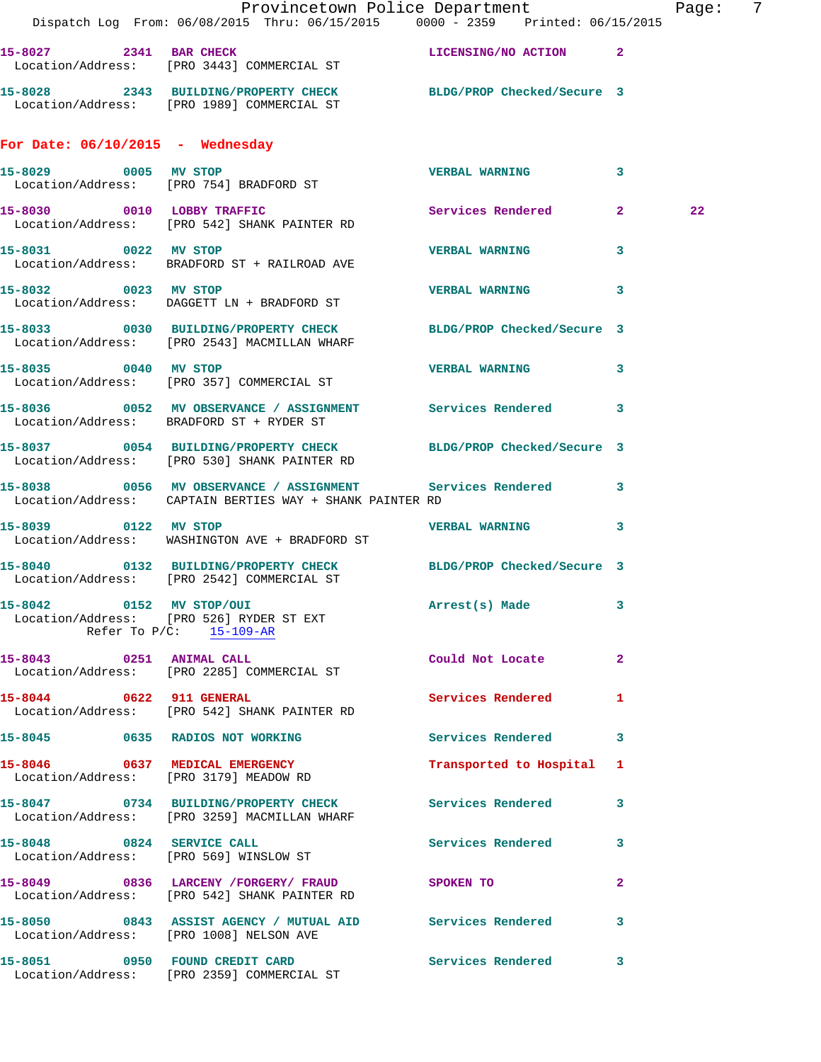**15-8027** 2341 **BAR CHECK** LICENSING/NO ACTION 2
Location/Address: [PRO 3443] COMMERCIAL ST

**15-8028** 2343 **BUILDING/PROPERTY CHECK** BLDG/PROP Checked/Secure 3
Location/Address: [PRO 1989] COMMERCIAL ST

## For Date: 06/10/2015 - Wednesday

**15-8029** 0005 **MV STOP** VERBAL WARNING 3
Location/Address: [PRO 754] BRADFORD ST

**15-8030** 0010 **LOBBY TRAFFIC** Services Rendered 2 22
Location/Address: [PRO 542] SHANK PAINTER RD

**15-8031** 0022 **MV STOP** VERBAL WARNING 3
Location/Address: BRADFORD ST + RAILROAD AVE

**15-8032** 0023 **MV STOP** VERBAL WARNING 3
Location/Address: DAGGETT LN + BRADFORD ST

**15-8033** 0030 **BUILDING/PROPERTY CHECK** BLDG/PROP Checked/Secure 3
Location/Address: [PRO 2543] MACMILLAN WHARF

**15-8035** 0040 **MV STOP** VERBAL WARNING 3
Location/Address: [PRO 357] COMMERCIAL ST

**15-8036** 0052 **MV OBSERVANCE / ASSIGNMENT** Services Rendered 3
Location/Address: BRADFORD ST + RYDER ST

**15-8037** 0054 **BUILDING/PROPERTY CHECK** BLDG/PROP Checked/Secure 3
Location/Address: [PRO 530] SHANK PAINTER RD

**15-8038** 0056 **MV OBSERVANCE / ASSIGNMENT** Services Rendered 3
Location/Address: CAPTAIN BERTIES WAY + SHANK PAINTER RD

**15-8039** 0122 **MV STOP** VERBAL WARNING 3
Location/Address: WASHINGTON AVE + BRADFORD ST

**15-8040** 0132 **BUILDING/PROPERTY CHECK** BLDG/PROP Checked/Secure 3
Location/Address: [PRO 2542] COMMERCIAL ST

**15-8042** 0152 **MV STOP/OUI** Arrest(s) Made 3
Location/Address: [PRO 526] RYDER ST EXT
Refer To P/C: 15-109-AR

**15-8043** 0251 **ANIMAL CALL** Could Not Locate 2
Location/Address: [PRO 2285] COMMERCIAL ST

**15-8044** 0622 **911 GENERAL** Services Rendered 1
Location/Address: [PRO 542] SHANK PAINTER RD

**15-8045** 0635 **RADIOS NOT WORKING** Services Rendered 3

**15-8046** 0637 **MEDICAL EMERGENCY** Transported to Hospital 1
Location/Address: [PRO 3179] MEADOW RD

**15-8047** 0734 **BUILDING/PROPERTY CHECK** Services Rendered 3
Location/Address: [PRO 3259] MACMILLAN WHARF

**15-8048** 0824 **SERVICE CALL** Services Rendered 3
Location/Address: [PRO 569] WINSLOW ST

**15-8049** 0836 **LARCENY /FORGERY/ FRAUD** SPOKEN TO 2
Location/Address: [PRO 542] SHANK PAINTER RD

**15-8050** 0843 **ASSIST AGENCY / MUTUAL AID** Services Rendered 3
Location/Address: [PRO 1008] NELSON AVE

**15-8051** 0950 **FOUND CREDIT CARD** Services Rendered 3
Location/Address: [PRO 2359] COMMERCIAL ST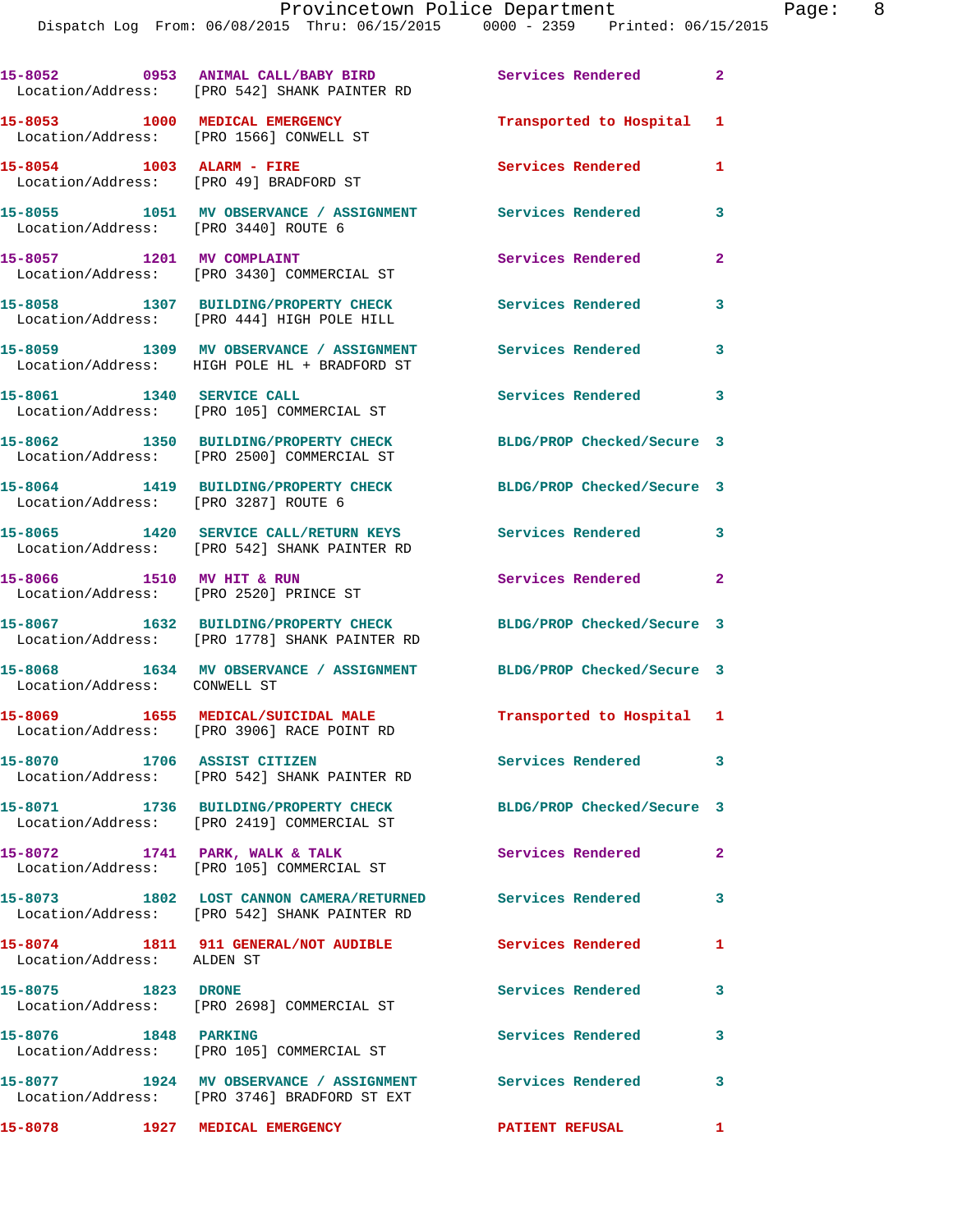15-8052 0953 ANIMAL CALL/BABY BIRD Services Rendered 2
Location/Address: [PRO 542] SHANK PAINTER RD

15-8053 1000 MEDICAL EMERGENCY Transported to Hospital 1
Location/Address: [PRO 1566] CONWELL ST

15-8054 1003 ALARM - FIRE Services Rendered 1
Location/Address: [PRO 49] BRADFORD ST

15-8055 1051 MV OBSERVANCE / ASSIGNMENT Services Rendered 3
Location/Address: [PRO 3440] ROUTE 6

15-8057 1201 MV COMPLAINT Services Rendered 2
Location/Address: [PRO 3430] COMMERCIAL ST

15-8058 1307 BUILDING/PROPERTY CHECK Services Rendered 3
Location/Address: [PRO 444] HIGH POLE HILL

15-8059 1309 MV OBSERVANCE / ASSIGNMENT Services Rendered 3
Location/Address: HIGH POLE HL + BRADFORD ST

15-8061 1340 SERVICE CALL Services Rendered 3
Location/Address: [PRO 105] COMMERCIAL ST

15-8062 1350 BUILDING/PROPERTY CHECK BLDG/PROP Checked/Secure 3
Location/Address: [PRO 2500] COMMERCIAL ST

15-8064 1419 BUILDING/PROPERTY CHECK BLDG/PROP Checked/Secure 3
Location/Address: [PRO 3287] ROUTE 6

15-8065 1420 SERVICE CALL/RETURN KEYS Services Rendered 3
Location/Address: [PRO 542] SHANK PAINTER RD

15-8066 1510 MV HIT & RUN Services Rendered 2
Location/Address: [PRO 2520] PRINCE ST

15-8067 1632 BUILDING/PROPERTY CHECK BLDG/PROP Checked/Secure 3
Location/Address: [PRO 1778] SHANK PAINTER RD

15-8068 1634 MV OBSERVANCE / ASSIGNMENT BLDG/PROP Checked/Secure 3
Location/Address: CONWELL ST

15-8069 1655 MEDICAL/SUICIDAL MALE Transported to Hospital 1
Location/Address: [PRO 3906] RACE POINT RD

15-8070 1706 ASSIST CITIZEN Services Rendered 3
Location/Address: [PRO 542] SHANK PAINTER RD

15-8071 1736 BUILDING/PROPERTY CHECK BLDG/PROP Checked/Secure 3
Location/Address: [PRO 2419] COMMERCIAL ST

15-8072 1741 PARK, WALK & TALK Services Rendered 2
Location/Address: [PRO 105] COMMERCIAL ST

15-8073 1802 LOST CANNON CAMERA/RETURNED Services Rendered 3
Location/Address: [PRO 542] SHANK PAINTER RD

15-8074 1811 911 GENERAL/NOT AUDIBLE Services Rendered 1
Location/Address: ALDEN ST

15-8075 1823 DRONE Services Rendered 3
Location/Address: [PRO 2698] COMMERCIAL ST

15-8076 1848 PARKING Services Rendered 3
Location/Address: [PRO 105] COMMERCIAL ST

15-8077 1924 MV OBSERVANCE / ASSIGNMENT Services Rendered 3
Location/Address: [PRO 3746] BRADFORD ST EXT

15-8078 1927 MEDICAL EMERGENCY PATIENT REFUSAL 1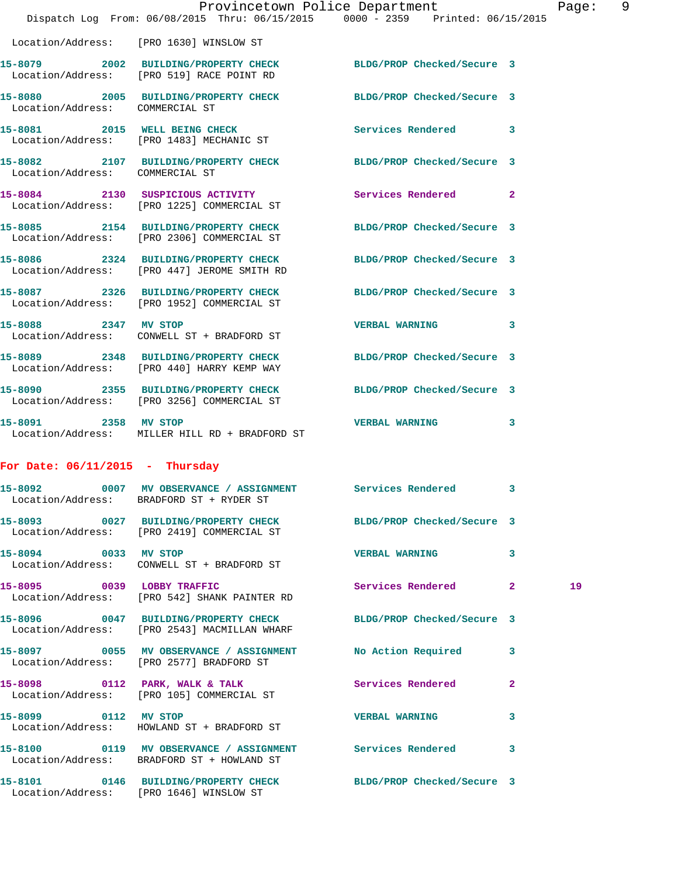Location/Address: [PRO 1630] WINSLOW ST

**15-8079** 2002 **BUILDING/PROPERTY CHECK** BLDG/PROP Checked/Secure 3
Location/Address: [PRO 519] RACE POINT RD

**15-8080** 2005 **BUILDING/PROPERTY CHECK** BLDG/PROP Checked/Secure 3
Location/Address: COMMERCIAL ST

**15-8081** 2015 **WELL BEING CHECK** Services Rendered 3
Location/Address: [PRO 1483] MECHANIC ST

**15-8082** 2107 **BUILDING/PROPERTY CHECK** BLDG/PROP Checked/Secure 3
Location/Address: COMMERCIAL ST

**15-8084** 2130 **SUSPICIOUS ACTIVITY** Services Rendered 2
Location/Address: [PRO 1225] COMMERCIAL ST

**15-8085** 2154 **BUILDING/PROPERTY CHECK** BLDG/PROP Checked/Secure 3
Location/Address: [PRO 2306] COMMERCIAL ST

**15-8086** 2324 **BUILDING/PROPERTY CHECK** BLDG/PROP Checked/Secure 3
Location/Address: [PRO 447] JEROME SMITH RD

**15-8087** 2326 **BUILDING/PROPERTY CHECK** BLDG/PROP Checked/Secure 3
Location/Address: [PRO 1952] COMMERCIAL ST

**15-8088** 2347 **MV STOP** VERBAL WARNING 3
Location/Address: CONWELL ST + BRADFORD ST

**15-8089** 2348 **BUILDING/PROPERTY CHECK** BLDG/PROP Checked/Secure 3
Location/Address: [PRO 440] HARRY KEMP WAY

**15-8090** 2355 **BUILDING/PROPERTY CHECK** BLDG/PROP Checked/Secure 3
Location/Address: [PRO 3256] COMMERCIAL ST

**15-8091** 2358 **MV STOP** VERBAL WARNING 3
Location/Address: MILLER HILL RD + BRADFORD ST

## For Date: 06/11/2015 - Thursday

**15-8092** 0007 **MV OBSERVANCE / ASSIGNMENT** Services Rendered 3
Location/Address: BRADFORD ST + RYDER ST

**15-8093** 0027 **BUILDING/PROPERTY CHECK** BLDG/PROP Checked/Secure 3
Location/Address: [PRO 2419] COMMERCIAL ST

**15-8094** 0033 **MV STOP** VERBAL WARNING 3
Location/Address: CONWELL ST + BRADFORD ST

**15-8095** 0039 **LOBBY TRAFFIC** Services Rendered 2 19
Location/Address: [PRO 542] SHANK PAINTER RD

**15-8096** 0047 **BUILDING/PROPERTY CHECK** BLDG/PROP Checked/Secure 3
Location/Address: [PRO 2543] MACMILLAN WHARF

**15-8097** 0055 **MV OBSERVANCE / ASSIGNMENT** No Action Required 3
Location/Address: [PRO 2577] BRADFORD ST

**15-8098** 0112 **PARK, WALK & TALK** Services Rendered 2
Location/Address: [PRO 105] COMMERCIAL ST

**15-8099** 0112 **MV STOP** VERBAL WARNING 3
Location/Address: HOWLAND ST + BRADFORD ST

**15-8100** 0119 **MV OBSERVANCE / ASSIGNMENT** Services Rendered 3
Location/Address: BRADFORD ST + HOWLAND ST

**15-8101** 0146 **BUILDING/PROPERTY CHECK** BLDG/PROP Checked/Secure 3
Location/Address: [PRO 1646] WINSLOW ST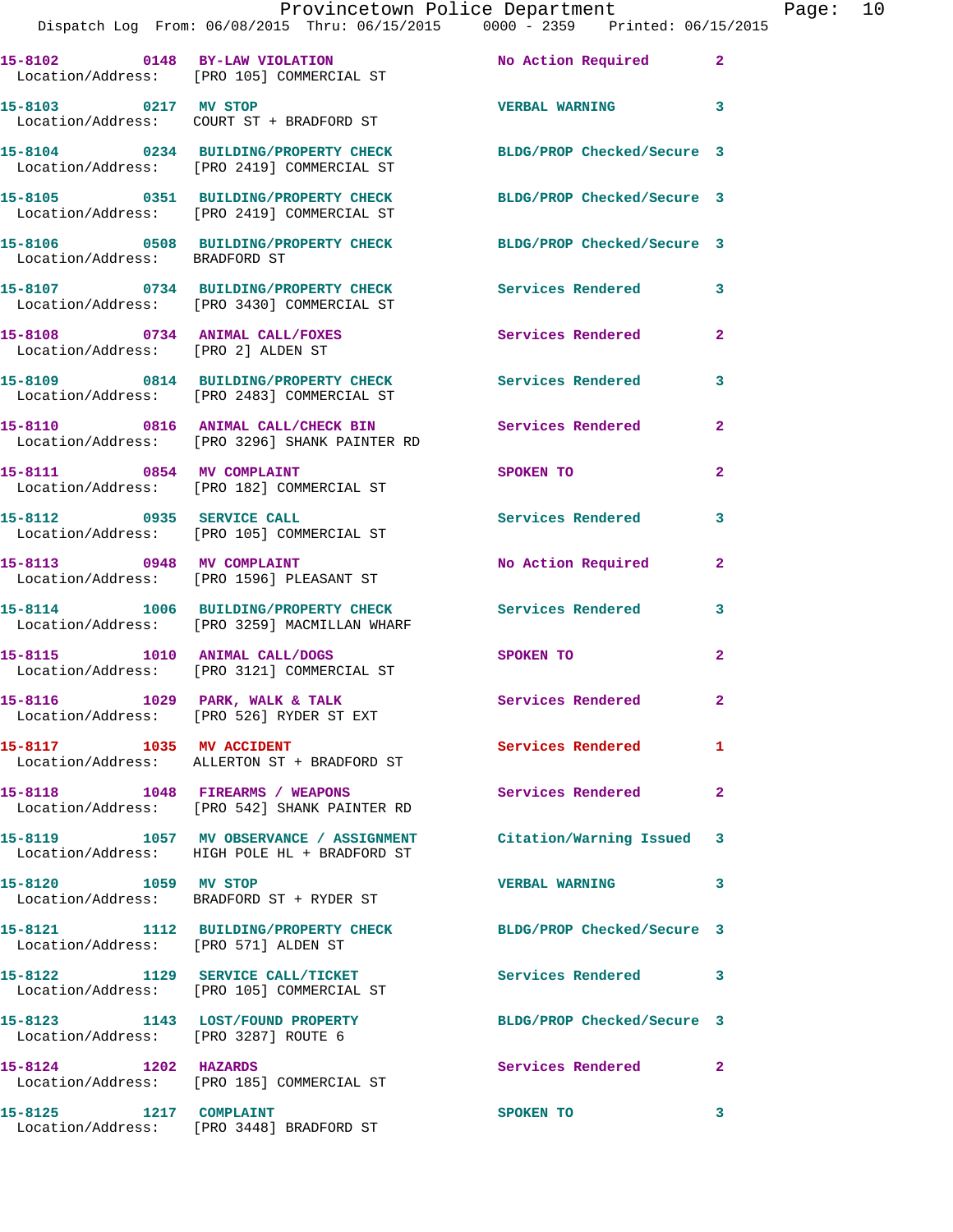15-8102 0148 BY-LAW VIOLATION No Action Required 2
Location/Address: [PRO 105] COMMERCIAL ST

15-8103 0217 MV STOP VERBAL WARNING 3
Location/Address: COURT ST + BRADFORD ST

15-8104 0234 BUILDING/PROPERTY CHECK BLDG/PROP Checked/Secure 3
Location/Address: [PRO 2419] COMMERCIAL ST

15-8105 0351 BUILDING/PROPERTY CHECK BLDG/PROP Checked/Secure 3
Location/Address: [PRO 2419] COMMERCIAL ST

15-8106 0508 BUILDING/PROPERTY CHECK BLDG/PROP Checked/Secure 3
Location/Address: BRADFORD ST

15-8107 0734 BUILDING/PROPERTY CHECK Services Rendered 3
Location/Address: [PRO 3430] COMMERCIAL ST

15-8108 0734 ANIMAL CALL/FOXES Services Rendered 2
Location/Address: [PRO 2] ALDEN ST

15-8109 0814 BUILDING/PROPERTY CHECK Services Rendered 3
Location/Address: [PRO 2483] COMMERCIAL ST

15-8110 0816 ANIMAL CALL/CHECK BIN Services Rendered 2
Location/Address: [PRO 3296] SHANK PAINTER RD

15-8111 0854 MV COMPLAINT SPOKEN TO 2
Location/Address: [PRO 182] COMMERCIAL ST

15-8112 0935 SERVICE CALL Services Rendered 3
Location/Address: [PRO 105] COMMERCIAL ST

15-8113 0948 MV COMPLAINT No Action Required 2
Location/Address: [PRO 1596] PLEASANT ST

15-8114 1006 BUILDING/PROPERTY CHECK Services Rendered 3
Location/Address: [PRO 3259] MACMILLAN WHARF

15-8115 1010 ANIMAL CALL/DOGS SPOKEN TO 2
Location/Address: [PRO 3121] COMMERCIAL ST

15-8116 1029 PARK, WALK & TALK Services Rendered 2
Location/Address: [PRO 526] RYDER ST EXT

15-8117 1035 MV ACCIDENT Services Rendered 1
Location/Address: ALLERTON ST + BRADFORD ST

15-8118 1048 FIREARMS / WEAPONS Services Rendered 2
Location/Address: [PRO 542] SHANK PAINTER RD

15-8119 1057 MV OBSERVANCE / ASSIGNMENT Citation/Warning Issued 3
Location/Address: HIGH POLE HL + BRADFORD ST

15-8120 1059 MV STOP VERBAL WARNING 3
Location/Address: BRADFORD ST + RYDER ST

15-8121 1112 BUILDING/PROPERTY CHECK BLDG/PROP Checked/Secure 3
Location/Address: [PRO 571] ALDEN ST

15-8122 1129 SERVICE CALL/TICKET Services Rendered 3
Location/Address: [PRO 105] COMMERCIAL ST

15-8123 1143 LOST/FOUND PROPERTY BLDG/PROP Checked/Secure 3
Location/Address: [PRO 3287] ROUTE 6

15-8124 1202 HAZARDS Services Rendered 2
Location/Address: [PRO 185] COMMERCIAL ST

15-8125 1217 COMPLAINT SPOKEN TO 3
Location/Address: [PRO 3448] BRADFORD ST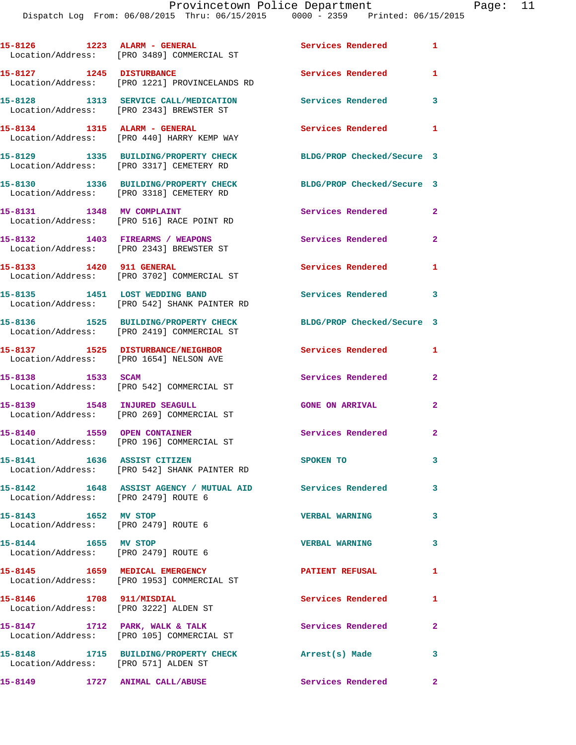| Call # | Time | Call Type | Disposition | Priority |
|---|---|---|---|---|
| 15-8126 | 1223 | ALARM - GENERAL | Services Rendered | 1 |
| Location/Address: [PRO 3489] COMMERCIAL ST | | | | |
| 15-8127 | 1245 | DISTURBANCE | Services Rendered | 1 |
| Location/Address: [PRO 1221] PROVINCELANDS RD | | | | |
| 15-8128 | 1313 | SERVICE CALL/MEDICATION | Services Rendered | 3 |
| Location/Address: [PRO 2343] BREWSTER ST | | | | |
| 15-8134 | 1315 | ALARM - GENERAL | Services Rendered | 1 |
| Location/Address: [PRO 440] HARRY KEMP WAY | | | | |
| 15-8129 | 1335 | BUILDING/PROPERTY CHECK | BLDG/PROP Checked/Secure | 3 |
| Location/Address: [PRO 3317] CEMETERY RD | | | | |
| 15-8130 | 1336 | BUILDING/PROPERTY CHECK | BLDG/PROP Checked/Secure | 3 |
| Location/Address: [PRO 3318] CEMETERY RD | | | | |
| 15-8131 | 1348 | MV COMPLAINT | Services Rendered | 2 |
| Location/Address: [PRO 516] RACE POINT RD | | | | |
| 15-8132 | 1403 | FIREARMS / WEAPONS | Services Rendered | 2 |
| Location/Address: [PRO 2343] BREWSTER ST | | | | |
| 15-8133 | 1420 | 911 GENERAL | Services Rendered | 1 |
| Location/Address: [PRO 3702] COMMERCIAL ST | | | | |
| 15-8135 | 1451 | LOST WEDDING BAND | Services Rendered | 3 |
| Location/Address: [PRO 542] SHANK PAINTER RD | | | | |
| 15-8136 | 1525 | BUILDING/PROPERTY CHECK | BLDG/PROP Checked/Secure | 3 |
| Location/Address: [PRO 2419] COMMERCIAL ST | | | | |
| 15-8137 | 1525 | DISTURBANCE/NEIGHBOR | Services Rendered | 1 |
| Location/Address: [PRO 1654] NELSON AVE | | | | |
| 15-8138 | 1533 | SCAM | Services Rendered | 2 |
| Location/Address: [PRO 542] COMMERCIAL ST | | | | |
| 15-8139 | 1548 | INJURED SEAGULL | GONE ON ARRIVAL | 2 |
| Location/Address: [PRO 269] COMMERCIAL ST | | | | |
| 15-8140 | 1559 | OPEN CONTAINER | Services Rendered | 2 |
| Location/Address: [PRO 196] COMMERCIAL ST | | | | |
| 15-8141 | 1636 | ASSIST CITIZEN | SPOKEN TO | 3 |
| Location/Address: [PRO 542] SHANK PAINTER RD | | | | |
| 15-8142 | 1648 | ASSIST AGENCY / MUTUAL AID | Services Rendered | 3 |
| Location/Address: [PRO 2479] ROUTE 6 | | | | |
| 15-8143 | 1652 | MV STOP | VERBAL WARNING | 3 |
| Location/Address: [PRO 2479] ROUTE 6 | | | | |
| 15-8144 | 1655 | MV STOP | VERBAL WARNING | 3 |
| Location/Address: [PRO 2479] ROUTE 6 | | | | |
| 15-8145 | 1659 | MEDICAL EMERGENCY | PATIENT REFUSAL | 1 |
| Location/Address: [PRO 1953] COMMERCIAL ST | | | | |
| 15-8146 | 1708 | 911/MISDIAL | Services Rendered | 1 |
| Location/Address: [PRO 3222] ALDEN ST | | | | |
| 15-8147 | 1712 | PARK, WALK & TALK | Services Rendered | 2 |
| Location/Address: [PRO 105] COMMERCIAL ST | | | | |
| 15-8148 | 1715 | BUILDING/PROPERTY CHECK | Arrest(s) Made | 3 |
| Location/Address: [PRO 571] ALDEN ST | | | | |
| 15-8149 | 1727 | ANIMAL CALL/ABUSE | Services Rendered | 2 |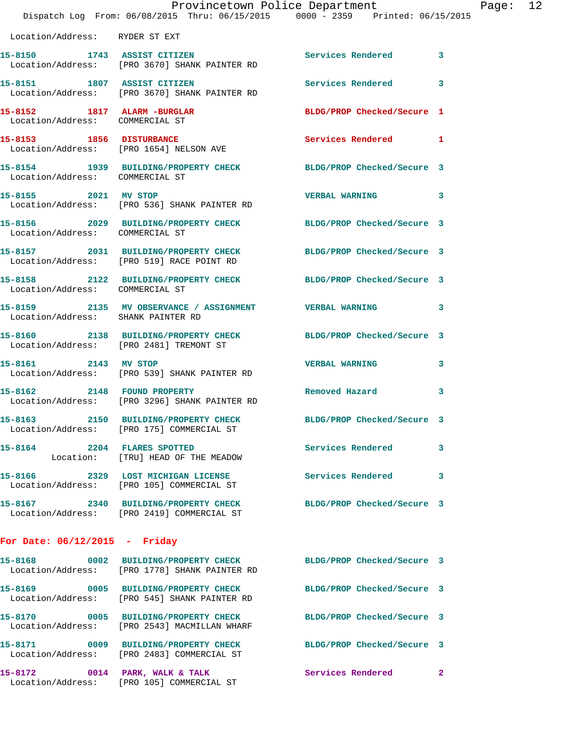Location/Address: RYDER ST EXT

| Call No. | Time | Call Type | Disposition | Priority |
|---|---|---|---|---|
| 15-8150 | 1743 | ASSIST CITIZEN | Services Rendered | 3 |
| | | Location/Address: [PRO 3670] SHANK PAINTER RD | | |
| 15-8151 | 1807 | ASSIST CITIZEN | Services Rendered | 3 |
| | | Location/Address: [PRO 3670] SHANK PAINTER RD | | |
| 15-8152 | 1817 | ALARM -BURGLAR | BLDG/PROP Checked/Secure | 1 |
| | | Location/Address: COMMERCIAL ST | | |
| 15-8153 | 1856 | DISTURBANCE | Services Rendered | 1 |
| | | Location/Address: [PRO 1654] NELSON AVE | | |
| 15-8154 | 1939 | BUILDING/PROPERTY CHECK | BLDG/PROP Checked/Secure | 3 |
| | | Location/Address: COMMERCIAL ST | | |
| 15-8155 | 2021 | MV STOP | VERBAL WARNING | 3 |
| | | Location/Address: [PRO 536] SHANK PAINTER RD | | |
| 15-8156 | 2029 | BUILDING/PROPERTY CHECK | BLDG/PROP Checked/Secure | 3 |
| | | Location/Address: COMMERCIAL ST | | |
| 15-8157 | 2031 | BUILDING/PROPERTY CHECK | BLDG/PROP Checked/Secure | 3 |
| | | Location/Address: [PRO 519] RACE POINT RD | | |
| 15-8158 | 2122 | BUILDING/PROPERTY CHECK | BLDG/PROP Checked/Secure | 3 |
| | | Location/Address: COMMERCIAL ST | | |
| 15-8159 | 2135 | MV OBSERVANCE / ASSIGNMENT | VERBAL WARNING | 3 |
| | | Location/Address: SHANK PAINTER RD | | |
| 15-8160 | 2138 | BUILDING/PROPERTY CHECK | BLDG/PROP Checked/Secure | 3 |
| | | Location/Address: [PRO 2481] TREMONT ST | | |
| 15-8161 | 2143 | MV STOP | VERBAL WARNING | 3 |
| | | Location/Address: [PRO 539] SHANK PAINTER RD | | |
| 15-8162 | 2148 | FOUND PROPERTY | Removed Hazard | 3 |
| | | Location/Address: [PRO 3296] SHANK PAINTER RD | | |
| 15-8163 | 2150 | BUILDING/PROPERTY CHECK | BLDG/PROP Checked/Secure | 3 |
| | | Location/Address: [PRO 175] COMMERCIAL ST | | |
| 15-8164 | 2204 | FLARES SPOTTED | Services Rendered | 3 |
| | | Location: [TRU] HEAD OF THE MEADOW | | |
| 15-8166 | 2329 | LOST MICHIGAN LICENSE | Services Rendered | 3 |
| | | Location/Address: [PRO 105] COMMERCIAL ST | | |
| 15-8167 | 2340 | BUILDING/PROPERTY CHECK | BLDG/PROP Checked/Secure | 3 |
| | | Location/Address: [PRO 2419] COMMERCIAL ST | | |

## For Date: 06/12/2015 - Friday

| Call No. | Time | Call Type | Disposition | Priority |
|---|---|---|---|---|
| 15-8168 | 0002 | BUILDING/PROPERTY CHECK | BLDG/PROP Checked/Secure | 3 |
| | | Location/Address: [PRO 1778] SHANK PAINTER RD | | |
| 15-8169 | 0005 | BUILDING/PROPERTY CHECK | BLDG/PROP Checked/Secure | 3 |
| | | Location/Address: [PRO 545] SHANK PAINTER RD | | |
| 15-8170 | 0005 | BUILDING/PROPERTY CHECK | BLDG/PROP Checked/Secure | 3 |
| | | Location/Address: [PRO 2543] MACMILLAN WHARF | | |
| 15-8171 | 0009 | BUILDING/PROPERTY CHECK | BLDG/PROP Checked/Secure | 3 |
| | | Location/Address: [PRO 2483] COMMERCIAL ST | | |
| 15-8172 | 0014 | PARK, WALK & TALK | Services Rendered | 2 |
| | | Location/Address: [PRO 105] COMMERCIAL ST | | |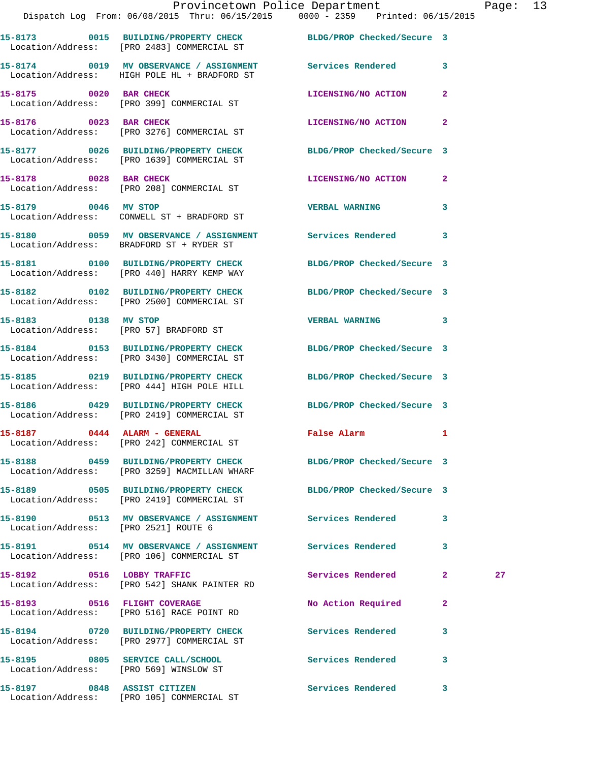| Call # | Time | Call Reason | Action | Priority | |
|---|---|---|---|---|---|
| 15-8173 | 0015 | BUILDING/PROPERTY CHECK | BLDG/PROP Checked/Secure | 3 | |
| Location/Address: | | [PRO 2483] COMMERCIAL ST | | | |
| 15-8174 | 0019 | MV OBSERVANCE / ASSIGNMENT | Services Rendered | 3 | |
| Location/Address: | | HIGH POLE HL + BRADFORD ST | | | |
| 15-8175 | 0020 | BAR CHECK | LICENSING/NO ACTION | 2 | |
| Location/Address: | | [PRO 399] COMMERCIAL ST | | | |
| 15-8176 | 0023 | BAR CHECK | LICENSING/NO ACTION | 2 | |
| Location/Address: | | [PRO 3276] COMMERCIAL ST | | | |
| 15-8177 | 0026 | BUILDING/PROPERTY CHECK | BLDG/PROP Checked/Secure | 3 | |
| Location/Address: | | [PRO 1639] COMMERCIAL ST | | | |
| 15-8178 | 0028 | BAR CHECK | LICENSING/NO ACTION | 2 | |
| Location/Address: | | [PRO 208] COMMERCIAL ST | | | |
| 15-8179 | 0046 | MV STOP | VERBAL WARNING | 3 | |
| Location/Address: | | CONWELL ST + BRADFORD ST | | | |
| 15-8180 | 0059 | MV OBSERVANCE / ASSIGNMENT | Services Rendered | 3 | |
| Location/Address: | | BRADFORD ST + RYDER ST | | | |
| 15-8181 | 0100 | BUILDING/PROPERTY CHECK | BLDG/PROP Checked/Secure | 3 | |
| Location/Address: | | [PRO 440] HARRY KEMP WAY | | | |
| 15-8182 | 0102 | BUILDING/PROPERTY CHECK | BLDG/PROP Checked/Secure | 3 | |
| Location/Address: | | [PRO 2500] COMMERCIAL ST | | | |
| 15-8183 | 0138 | MV STOP | VERBAL WARNING | 3 | |
| Location/Address: | | [PRO 57] BRADFORD ST | | | |
| 15-8184 | 0153 | BUILDING/PROPERTY CHECK | BLDG/PROP Checked/Secure | 3 | |
| Location/Address: | | [PRO 3430] COMMERCIAL ST | | | |
| 15-8185 | 0219 | BUILDING/PROPERTY CHECK | BLDG/PROP Checked/Secure | 3 | |
| Location/Address: | | [PRO 444] HIGH POLE HILL | | | |
| 15-8186 | 0429 | BUILDING/PROPERTY CHECK | BLDG/PROP Checked/Secure | 3 | |
| Location/Address: | | [PRO 2419] COMMERCIAL ST | | | |
| 15-8187 | 0444 | ALARM - GENERAL | False Alarm | 1 | |
| Location/Address: | | [PRO 242] COMMERCIAL ST | | | |
| 15-8188 | 0459 | BUILDING/PROPERTY CHECK | BLDG/PROP Checked/Secure | 3 | |
| Location/Address: | | [PRO 3259] MACMILLAN WHARF | | | |
| 15-8189 | 0505 | BUILDING/PROPERTY CHECK | BLDG/PROP Checked/Secure | 3 | |
| Location/Address: | | [PRO 2419] COMMERCIAL ST | | | |
| 15-8190 | 0513 | MV OBSERVANCE / ASSIGNMENT | Services Rendered | 3 | |
| Location/Address: | | [PRO 2521] ROUTE 6 | | | |
| 15-8191 | 0514 | MV OBSERVANCE / ASSIGNMENT | Services Rendered | 3 | |
| Location/Address: | | [PRO 106] COMMERCIAL ST | | | |
| 15-8192 | 0516 | LOBBY TRAFFIC | Services Rendered | 2 | 27 |
| Location/Address: | | [PRO 542] SHANK PAINTER RD | | | |
| 15-8193 | 0516 | FLIGHT COVERAGE | No Action Required | 2 | |
| Location/Address: | | [PRO 516] RACE POINT RD | | | |
| 15-8194 | 0720 | BUILDING/PROPERTY CHECK | Services Rendered | 3 | |
| Location/Address: | | [PRO 2977] COMMERCIAL ST | | | |
| 15-8195 | 0805 | SERVICE CALL/SCHOOL | Services Rendered | 3 | |
| Location/Address: | | [PRO 569] WINSLOW ST | | | |
| 15-8197 | 0848 | ASSIST CITIZEN | Services Rendered | 3 | |
| Location/Address: | | [PRO 105] COMMERCIAL ST | | | |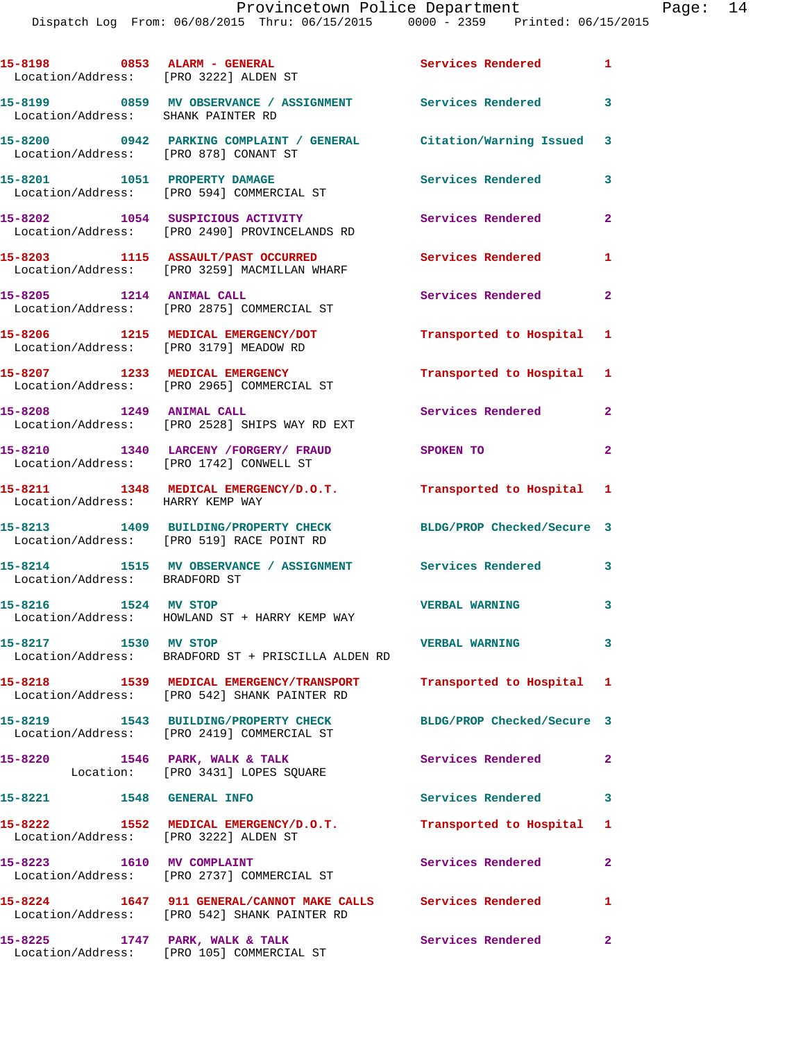15-8198 0853 ALARM - GENERAL Services Rendered 1
Location/Address: [PRO 3222] ALDEN ST

15-8199 0859 MV OBSERVANCE / ASSIGNMENT Services Rendered 3
Location/Address: SHANK PAINTER RD

15-8200 0942 PARKING COMPLAINT / GENERAL Citation/Warning Issued 3
Location/Address: [PRO 878] CONANT ST

15-8201 1051 PROPERTY DAMAGE Services Rendered 3
Location/Address: [PRO 594] COMMERCIAL ST

15-8202 1054 SUSPICIOUS ACTIVITY Services Rendered 2
Location/Address: [PRO 2490] PROVINCELANDS RD

15-8203 1115 ASSAULT/PAST OCCURRED Services Rendered 1
Location/Address: [PRO 3259] MACMILLAN WHARF

15-8205 1214 ANIMAL CALL Services Rendered 2
Location/Address: [PRO 2875] COMMERCIAL ST

15-8206 1215 MEDICAL EMERGENCY/DOT Transported to Hospital 1
Location/Address: [PRO 3179] MEADOW RD

15-8207 1233 MEDICAL EMERGENCY Transported to Hospital 1
Location/Address: [PRO 2965] COMMERCIAL ST

15-8208 1249 ANIMAL CALL Services Rendered 2
Location/Address: [PRO 2528] SHIPS WAY RD EXT

15-8210 1340 LARCENY /FORGERY/ FRAUD SPOKEN TO 2
Location/Address: [PRO 1742] CONWELL ST

15-8211 1348 MEDICAL EMERGENCY/D.O.T. Transported to Hospital 1
Location/Address: HARRY KEMP WAY

15-8213 1409 BUILDING/PROPERTY CHECK BLDG/PROP Checked/Secure 3
Location/Address: [PRO 519] RACE POINT RD

15-8214 1515 MV OBSERVANCE / ASSIGNMENT Services Rendered 3
Location/Address: BRADFORD ST

15-8216 1524 MV STOP VERBAL WARNING 3
Location/Address: HOWLAND ST + HARRY KEMP WAY

15-8217 1530 MV STOP VERBAL WARNING 3
Location/Address: BRADFORD ST + PRISCILLA ALDEN RD

15-8218 1539 MEDICAL EMERGENCY/TRANSPORT Transported to Hospital 1
Location/Address: [PRO 542] SHANK PAINTER RD

15-8219 1543 BUILDING/PROPERTY CHECK BLDG/PROP Checked/Secure 3
Location/Address: [PRO 2419] COMMERCIAL ST

15-8220 1546 PARK, WALK & TALK Services Rendered 2
Location: [PRO 3431] LOPES SQUARE

15-8221 1548 GENERAL INFO Services Rendered 3

15-8222 1552 MEDICAL EMERGENCY/D.O.T. Transported to Hospital 1
Location/Address: [PRO 3222] ALDEN ST

15-8223 1610 MV COMPLAINT Services Rendered 2
Location/Address: [PRO 2737] COMMERCIAL ST

15-8224 1647 911 GENERAL/CANNOT MAKE CALLS Services Rendered 1
Location/Address: [PRO 542] SHANK PAINTER RD

15-8225 1747 PARK, WALK & TALK Services Rendered 2
Location/Address: [PRO 105] COMMERCIAL ST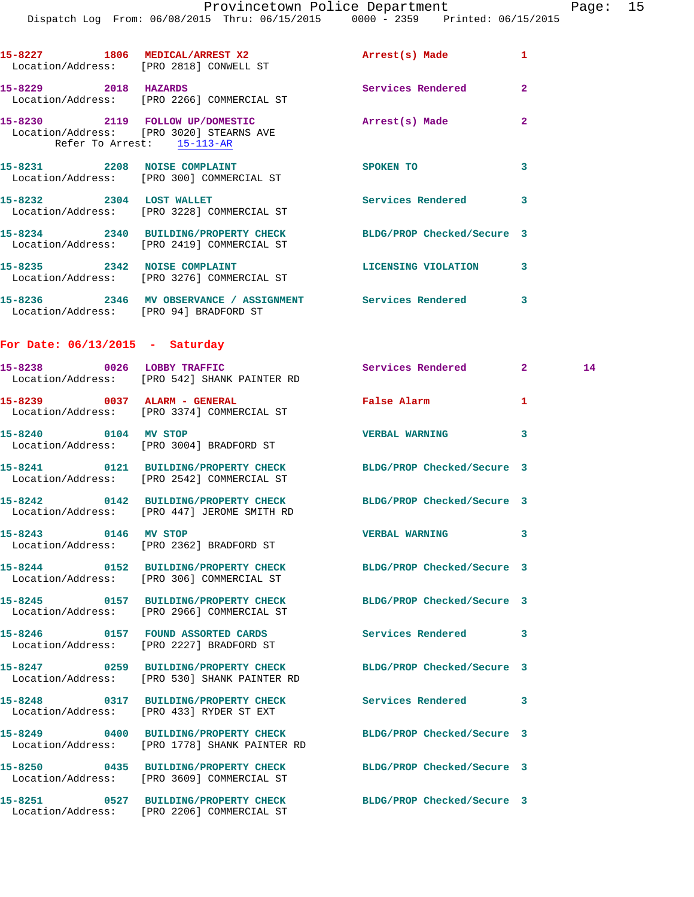15-8227 1806 MEDICAL/ARREST X2 Arrest(s) Made 1
Location/Address: [PRO 2818] CONWELL ST

15-8229 2018 HAZARDS Services Rendered 2
Location/Address: [PRO 2266] COMMERCIAL ST

15-8230 2119 FOLLOW UP/DOMESTIC Arrest(s) Made 2
Location/Address: [PRO 3020] STEARNS AVE
Refer To Arrest: 15-113-AR

15-8231 2208 NOISE COMPLAINT SPOKEN TO 3
Location/Address: [PRO 300] COMMERCIAL ST

15-8232 2304 LOST WALLET Services Rendered 3
Location/Address: [PRO 3228] COMMERCIAL ST

15-8234 2340 BUILDING/PROPERTY CHECK BLDG/PROP Checked/Secure 3
Location/Address: [PRO 2419] COMMERCIAL ST

15-8235 2342 NOISE COMPLAINT LICENSING VIOLATION 3
Location/Address: [PRO 3276] COMMERCIAL ST

15-8236 2346 MV OBSERVANCE / ASSIGNMENT Services Rendered 3
Location/Address: [PRO 94] BRADFORD ST

## For Date: 06/13/2015 - Saturday

15-8238 0026 LOBBY TRAFFIC Services Rendered 2 14
Location/Address: [PRO 542] SHANK PAINTER RD

15-8239 0037 ALARM - GENERAL False Alarm 1
Location/Address: [PRO 3374] COMMERCIAL ST

15-8240 0104 MV STOP VERBAL WARNING 3
Location/Address: [PRO 3004] BRADFORD ST

15-8241 0121 BUILDING/PROPERTY CHECK BLDG/PROP Checked/Secure 3
Location/Address: [PRO 2542] COMMERCIAL ST

15-8242 0142 BUILDING/PROPERTY CHECK BLDG/PROP Checked/Secure 3
Location/Address: [PRO 447] JEROME SMITH RD

15-8243 0146 MV STOP VERBAL WARNING 3
Location/Address: [PRO 2362] BRADFORD ST

15-8244 0152 BUILDING/PROPERTY CHECK BLDG/PROP Checked/Secure 3
Location/Address: [PRO 306] COMMERCIAL ST

15-8245 0157 BUILDING/PROPERTY CHECK BLDG/PROP Checked/Secure 3
Location/Address: [PRO 2966] COMMERCIAL ST

15-8246 0157 FOUND ASSORTED CARDS Services Rendered 3
Location/Address: [PRO 2227] BRADFORD ST

15-8247 0259 BUILDING/PROPERTY CHECK BLDG/PROP Checked/Secure 3
Location/Address: [PRO 530] SHANK PAINTER RD

15-8248 0317 BUILDING/PROPERTY CHECK Services Rendered 3
Location/Address: [PRO 433] RYDER ST EXT

15-8249 0400 BUILDING/PROPERTY CHECK BLDG/PROP Checked/Secure 3
Location/Address: [PRO 1778] SHANK PAINTER RD

15-8250 0435 BUILDING/PROPERTY CHECK BLDG/PROP Checked/Secure 3
Location/Address: [PRO 3609] COMMERCIAL ST

15-8251 0527 BUILDING/PROPERTY CHECK BLDG/PROP Checked/Secure 3
Location/Address: [PRO 2206] COMMERCIAL ST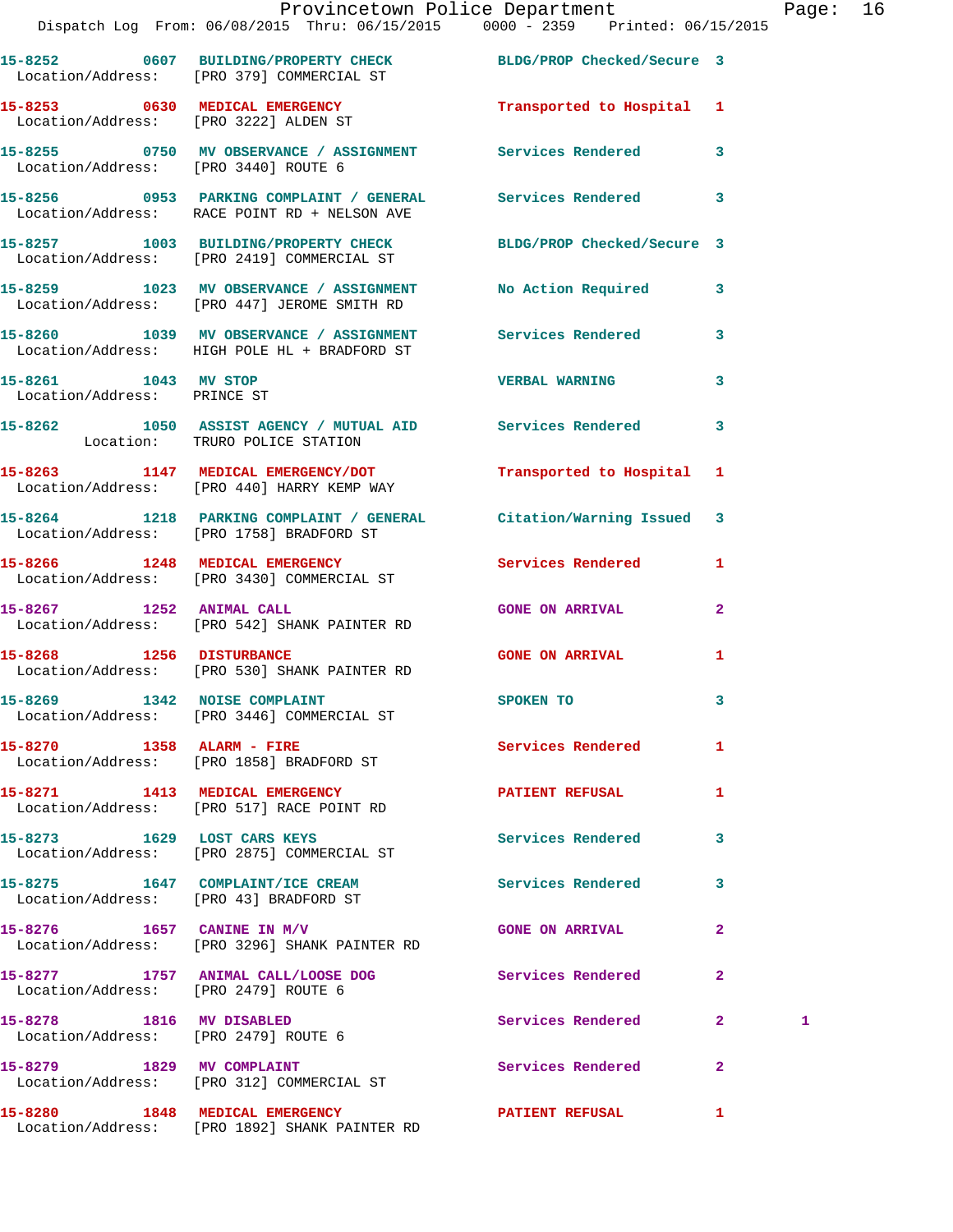| Call # | Time | Call Reason | Action | Priority | |
|---|---|---|---|---|---|
| 15-8252 | 0607 | BUILDING/PROPERTY CHECK | BLDG/PROP Checked/Secure | 3 | |
| | | Location/Address: [PRO 379] COMMERCIAL ST | | | |
| 15-8253 | 0630 | MEDICAL EMERGENCY | Transported to Hospital | 1 | |
| | | Location/Address: [PRO 3222] ALDEN ST | | | |
| 15-8255 | 0750 | MV OBSERVANCE / ASSIGNMENT | Services Rendered | 3 | |
| | | Location/Address: [PRO 3440] ROUTE 6 | | | |
| 15-8256 | 0953 | PARKING COMPLAINT / GENERAL | Services Rendered | 3 | |
| | | Location/Address: RACE POINT RD + NELSON AVE | | | |
| 15-8257 | 1003 | BUILDING/PROPERTY CHECK | BLDG/PROP Checked/Secure | 3 | |
| | | Location/Address: [PRO 2419] COMMERCIAL ST | | | |
| 15-8259 | 1023 | MV OBSERVANCE / ASSIGNMENT | No Action Required | 3 | |
| | | Location/Address: [PRO 447] JEROME SMITH RD | | | |
| 15-8260 | 1039 | MV OBSERVANCE / ASSIGNMENT | Services Rendered | 3 | |
| | | Location/Address: HIGH POLE HL + BRADFORD ST | | | |
| 15-8261 | 1043 | MV STOP | VERBAL WARNING | 3 | |
| | | Location/Address: PRINCE ST | | | |
| 15-8262 | 1050 | ASSIST AGENCY / MUTUAL AID | Services Rendered | 3 | |
| | | Location: TRURO POLICE STATION | | | |
| 15-8263 | 1147 | MEDICAL EMERGENCY/DOT | Transported to Hospital | 1 | |
| | | Location/Address: [PRO 440] HARRY KEMP WAY | | | |
| 15-8264 | 1218 | PARKING COMPLAINT / GENERAL | Citation/Warning Issued | 3 | |
| | | Location/Address: [PRO 1758] BRADFORD ST | | | |
| 15-8266 | 1248 | MEDICAL EMERGENCY | Services Rendered | 1 | |
| | | Location/Address: [PRO 3430] COMMERCIAL ST | | | |
| 15-8267 | 1252 | ANIMAL CALL | GONE ON ARRIVAL | 2 | |
| | | Location/Address: [PRO 542] SHANK PAINTER RD | | | |
| 15-8268 | 1256 | DISTURBANCE | GONE ON ARRIVAL | 1 | |
| | | Location/Address: [PRO 530] SHANK PAINTER RD | | | |
| 15-8269 | 1342 | NOISE COMPLAINT | SPOKEN TO | 3 | |
| | | Location/Address: [PRO 3446] COMMERCIAL ST | | | |
| 15-8270 | 1358 | ALARM - FIRE | Services Rendered | 1 | |
| | | Location/Address: [PRO 1858] BRADFORD ST | | | |
| 15-8271 | 1413 | MEDICAL EMERGENCY | PATIENT REFUSAL | 1 | |
| | | Location/Address: [PRO 517] RACE POINT RD | | | |
| 15-8273 | 1629 | LOST CARS KEYS | Services Rendered | 3 | |
| | | Location/Address: [PRO 2875] COMMERCIAL ST | | | |
| 15-8275 | 1647 | COMPLAINT/ICE CREAM | Services Rendered | 3 | |
| | | Location/Address: [PRO 43] BRADFORD ST | | | |
| 15-8276 | 1657 | CANINE IN M/V | GONE ON ARRIVAL | 2 | |
| | | Location/Address: [PRO 3296] SHANK PAINTER RD | | | |
| 15-8277 | 1757 | ANIMAL CALL/LOOSE DOG | Services Rendered | 2 | |
| | | Location/Address: [PRO 2479] ROUTE 6 | | | |
| 15-8278 | 1816 | MV DISABLED | Services Rendered | 2 | 1 |
| | | Location/Address: [PRO 2479] ROUTE 6 | | | |
| 15-8279 | 1829 | MV COMPLAINT | Services Rendered | 2 | |
| | | Location/Address: [PRO 312] COMMERCIAL ST | | | |
| 15-8280 | 1848 | MEDICAL EMERGENCY | PATIENT REFUSAL | 1 | |
| | | Location/Address: [PRO 1892] SHANK PAINTER RD | | | |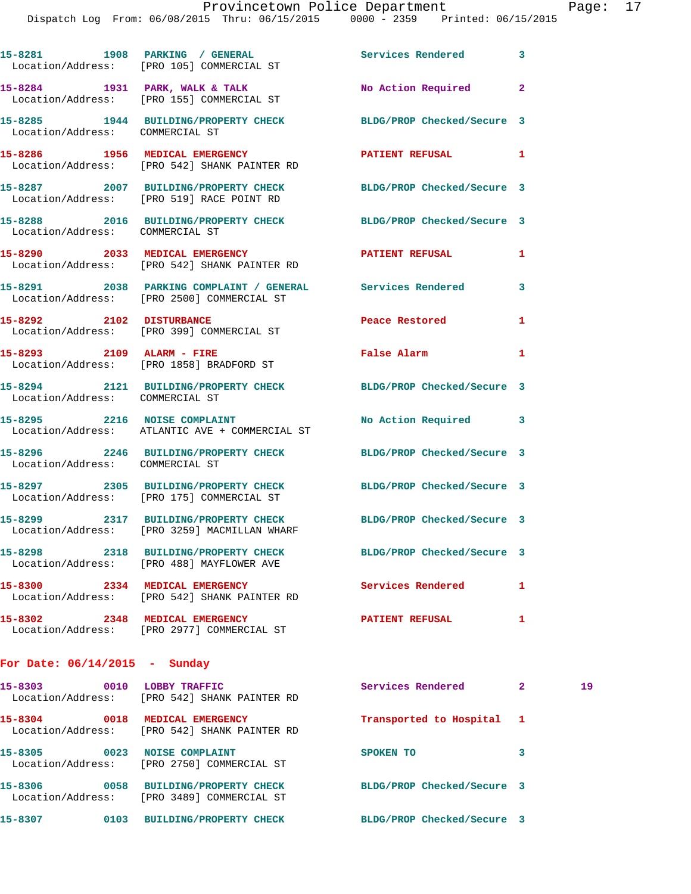15-8281 1908 PARKING / GENERAL Services Rendered 3
Location/Address: [PRO 105] COMMERCIAL ST

15-8284 1931 PARK, WALK & TALK No Action Required 2
Location/Address: [PRO 155] COMMERCIAL ST

15-8285 1944 BUILDING/PROPERTY CHECK BLDG/PROP Checked/Secure 3
Location/Address: COMMERCIAL ST

15-8286 1956 MEDICAL EMERGENCY PATIENT REFUSAL 1
Location/Address: [PRO 542] SHANK PAINTER RD

15-8287 2007 BUILDING/PROPERTY CHECK BLDG/PROP Checked/Secure 3
Location/Address: [PRO 519] RACE POINT RD

15-8288 2016 BUILDING/PROPERTY CHECK BLDG/PROP Checked/Secure 3
Location/Address: COMMERCIAL ST

15-8290 2033 MEDICAL EMERGENCY PATIENT REFUSAL 1
Location/Address: [PRO 542] SHANK PAINTER RD

15-8291 2038 PARKING COMPLAINT / GENERAL Services Rendered 3
Location/Address: [PRO 2500] COMMERCIAL ST

15-8292 2102 DISTURBANCE Peace Restored 1
Location/Address: [PRO 399] COMMERCIAL ST

15-8293 2109 ALARM - FIRE False Alarm 1
Location/Address: [PRO 1858] BRADFORD ST

15-8294 2121 BUILDING/PROPERTY CHECK BLDG/PROP Checked/Secure 3
Location/Address: COMMERCIAL ST

15-8295 2216 NOISE COMPLAINT No Action Required 3
Location/Address: ATLANTIC AVE + COMMERCIAL ST

15-8296 2246 BUILDING/PROPERTY CHECK BLDG/PROP Checked/Secure 3
Location/Address: COMMERCIAL ST

15-8297 2305 BUILDING/PROPERTY CHECK BLDG/PROP Checked/Secure 3
Location/Address: [PRO 175] COMMERCIAL ST

15-8299 2317 BUILDING/PROPERTY CHECK BLDG/PROP Checked/Secure 3
Location/Address: [PRO 3259] MACMILLAN WHARF

15-8298 2318 BUILDING/PROPERTY CHECK BLDG/PROP Checked/Secure 3
Location/Address: [PRO 488] MAYFLOWER AVE

15-8300 2334 MEDICAL EMERGENCY Services Rendered 1
Location/Address: [PRO 542] SHANK PAINTER RD

15-8302 2348 MEDICAL EMERGENCY PATIENT REFUSAL 1
Location/Address: [PRO 2977] COMMERCIAL ST

## For Date: 06/14/2015 - Sunday

15-8303 0010 LOBBY TRAFFIC Services Rendered 2 19
Location/Address: [PRO 542] SHANK PAINTER RD

15-8304 0018 MEDICAL EMERGENCY Transported to Hospital 1
Location/Address: [PRO 542] SHANK PAINTER RD

15-8305 0023 NOISE COMPLAINT SPOKEN TO 3
Location/Address: [PRO 2750] COMMERCIAL ST

15-8306 0058 BUILDING/PROPERTY CHECK BLDG/PROP Checked/Secure 3
Location/Address: [PRO 3489] COMMERCIAL ST

15-8307 0103 BUILDING/PROPERTY CHECK BLDG/PROP Checked/Secure 3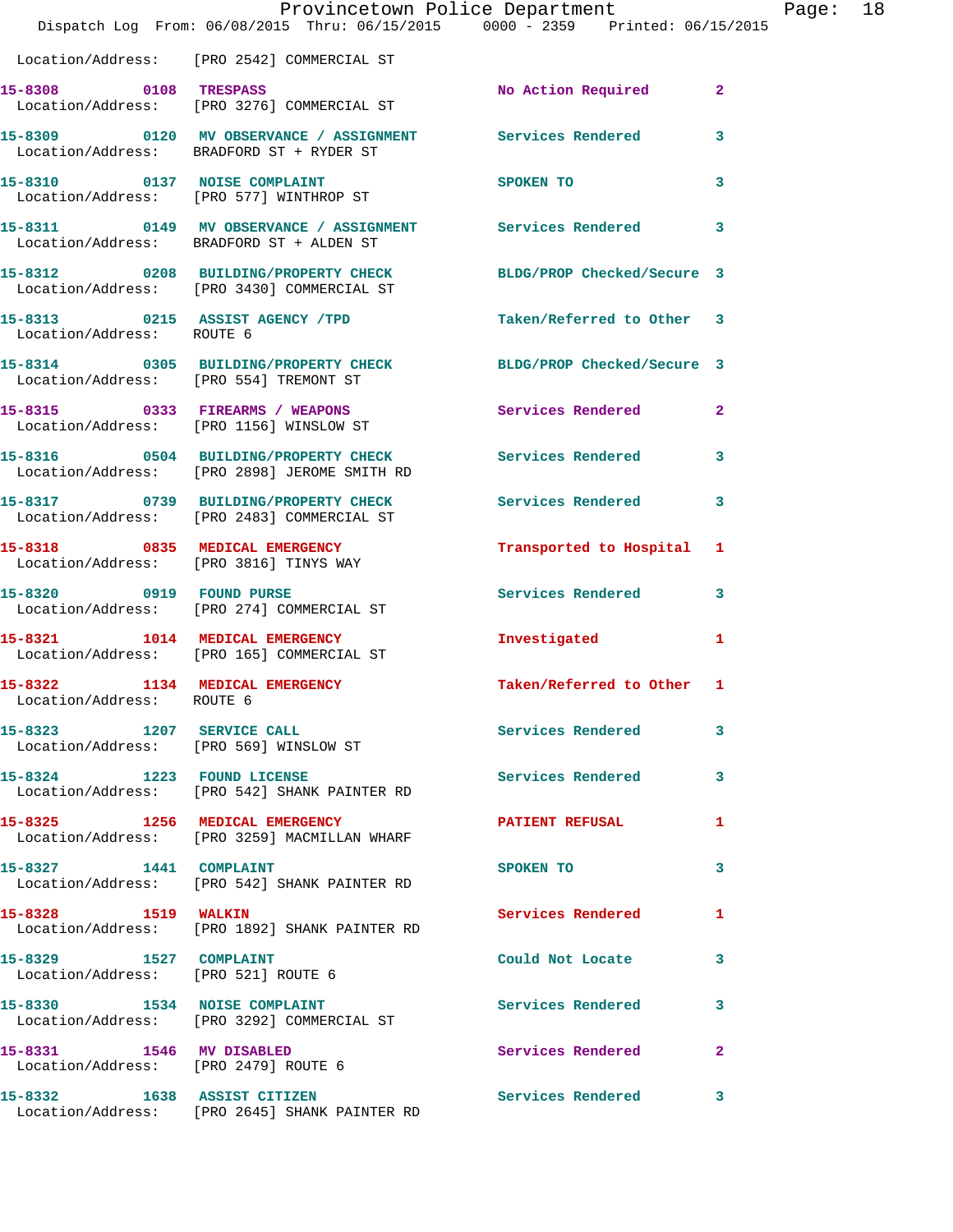Location/Address: [PRO 2542] COMMERCIAL ST

| Call # | Time | Call Type | Action | Priority |
|---|---|---|---|---|
| 15-8308 | 0108 | TRESPASS | No Action Required | 2 |
| | | Location/Address: [PRO 3276] COMMERCIAL ST | | |
| 15-8309 | 0120 | MV OBSERVANCE / ASSIGNMENT | Services Rendered | 3 |
| | | Location/Address: BRADFORD ST + RYDER ST | | |
| 15-8310 | 0137 | NOISE COMPLAINT | SPOKEN TO | 3 |
| | | Location/Address: [PRO 577] WINTHROP ST | | |
| 15-8311 | 0149 | MV OBSERVANCE / ASSIGNMENT | Services Rendered | 3 |
| | | Location/Address: BRADFORD ST + ALDEN ST | | |
| 15-8312 | 0208 | BUILDING/PROPERTY CHECK | BLDG/PROP Checked/Secure | 3 |
| | | Location/Address: [PRO 3430] COMMERCIAL ST | | |
| 15-8313 | 0215 | ASSIST AGENCY /TPD | Taken/Referred to Other | 3 |
| | | Location/Address: ROUTE 6 | | |
| 15-8314 | 0305 | BUILDING/PROPERTY CHECK | BLDG/PROP Checked/Secure | 3 |
| | | Location/Address: [PRO 554] TREMONT ST | | |
| 15-8315 | 0333 | FIREARMS / WEAPONS | Services Rendered | 2 |
| | | Location/Address: [PRO 1156] WINSLOW ST | | |
| 15-8316 | 0504 | BUILDING/PROPERTY CHECK | Services Rendered | 3 |
| | | Location/Address: [PRO 2898] JEROME SMITH RD | | |
| 15-8317 | 0739 | BUILDING/PROPERTY CHECK | Services Rendered | 3 |
| | | Location/Address: [PRO 2483] COMMERCIAL ST | | |
| 15-8318 | 0835 | MEDICAL EMERGENCY | Transported to Hospital | 1 |
| | | Location/Address: [PRO 3816] TINYS WAY | | |
| 15-8320 | 0919 | FOUND PURSE | Services Rendered | 3 |
| | | Location/Address: [PRO 274] COMMERCIAL ST | | |
| 15-8321 | 1014 | MEDICAL EMERGENCY | Investigated | 1 |
| | | Location/Address: [PRO 165] COMMERCIAL ST | | |
| 15-8322 | 1134 | MEDICAL EMERGENCY | Taken/Referred to Other | 1 |
| | | Location/Address: ROUTE 6 | | |
| 15-8323 | 1207 | SERVICE CALL | Services Rendered | 3 |
| | | Location/Address: [PRO 569] WINSLOW ST | | |
| 15-8324 | 1223 | FOUND LICENSE | Services Rendered | 3 |
| | | Location/Address: [PRO 542] SHANK PAINTER RD | | |
| 15-8325 | 1256 | MEDICAL EMERGENCY | PATIENT REFUSAL | 1 |
| | | Location/Address: [PRO 3259] MACMILLAN WHARF | | |
| 15-8327 | 1441 | COMPLAINT | SPOKEN TO | 3 |
| | | Location/Address: [PRO 542] SHANK PAINTER RD | | |
| 15-8328 | 1519 | WALKIN | Services Rendered | 1 |
| | | Location/Address: [PRO 1892] SHANK PAINTER RD | | |
| 15-8329 | 1527 | COMPLAINT | Could Not Locate | 3 |
| | | Location/Address: [PRO 521] ROUTE 6 | | |
| 15-8330 | 1534 | NOISE COMPLAINT | Services Rendered | 3 |
| | | Location/Address: [PRO 3292] COMMERCIAL ST | | |
| 15-8331 | 1546 | MV DISABLED | Services Rendered | 2 |
| | | Location/Address: [PRO 2479] ROUTE 6 | | |
| 15-8332 | 1638 | ASSIST CITIZEN | Services Rendered | 3 |
| | | Location/Address: [PRO 2645] SHANK PAINTER RD | | |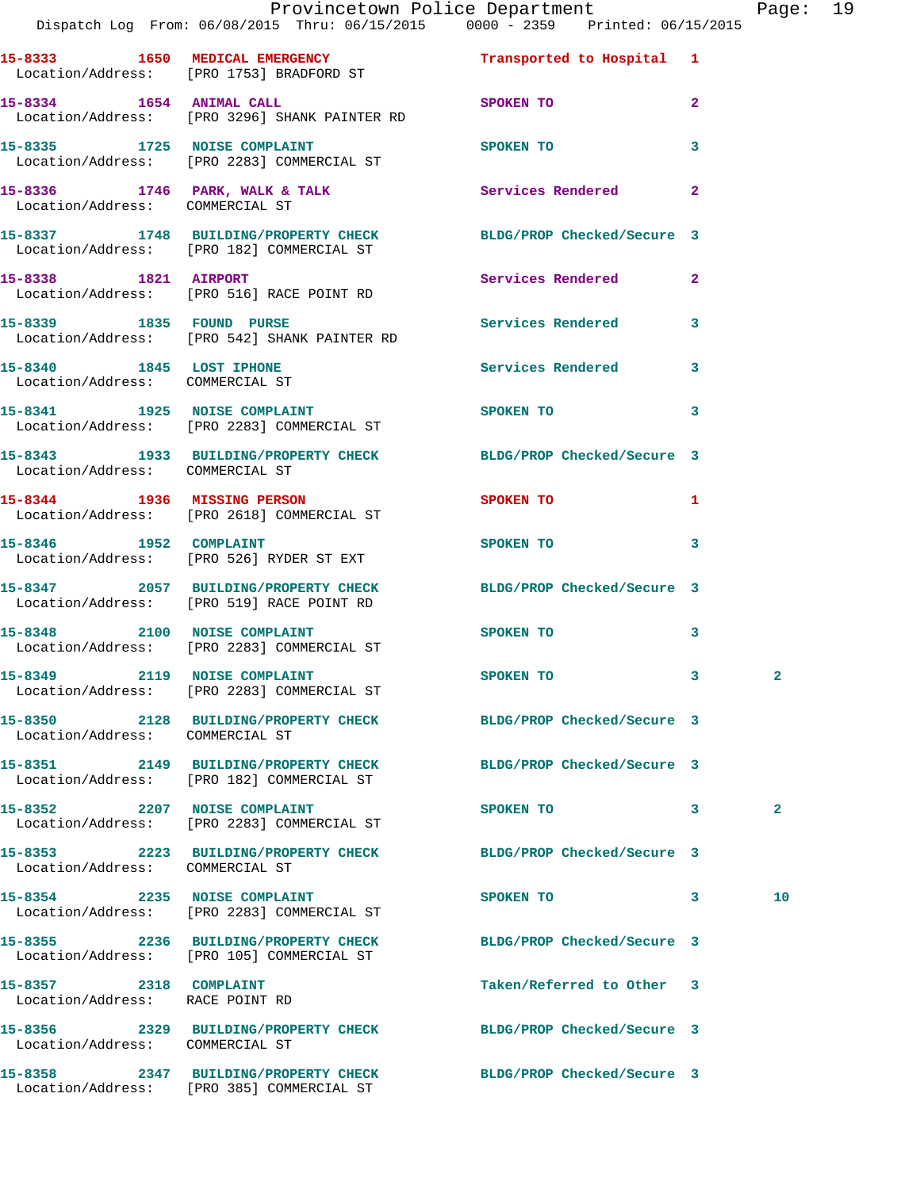15-8333 1650 MEDICAL EMERGENCY Transported to Hospital 1
Location/Address: [PRO 1753] BRADFORD ST

15-8334 1654 ANIMAL CALL SPOKEN TO 2
Location/Address: [PRO 3296] SHANK PAINTER RD

15-8335 1725 NOISE COMPLAINT SPOKEN TO 3
Location/Address: [PRO 2283] COMMERCIAL ST

15-8336 1746 PARK, WALK & TALK Services Rendered 2
Location/Address: COMMERCIAL ST

15-8337 1748 BUILDING/PROPERTY CHECK BLDG/PROP Checked/Secure 3
Location/Address: [PRO 182] COMMERCIAL ST

15-8338 1821 AIRPORT Services Rendered 2
Location/Address: [PRO 516] RACE POINT RD

15-8339 1835 FOUND PURSE Services Rendered 3
Location/Address: [PRO 542] SHANK PAINTER RD

15-8340 1845 LOST IPHONE Services Rendered 3
Location/Address: COMMERCIAL ST

15-8341 1925 NOISE COMPLAINT SPOKEN TO 3
Location/Address: [PRO 2283] COMMERCIAL ST

15-8343 1933 BUILDING/PROPERTY CHECK BLDG/PROP Checked/Secure 3
Location/Address: COMMERCIAL ST

15-8344 1936 MISSING PERSON SPOKEN TO 1
Location/Address: [PRO 2618] COMMERCIAL ST

15-8346 1952 COMPLAINT SPOKEN TO 3
Location/Address: [PRO 526] RYDER ST EXT

15-8347 2057 BUILDING/PROPERTY CHECK BLDG/PROP Checked/Secure 3
Location/Address: [PRO 519] RACE POINT RD

15-8348 2100 NOISE COMPLAINT SPOKEN TO 3
Location/Address: [PRO 2283] COMMERCIAL ST

15-8349 2119 NOISE COMPLAINT SPOKEN TO 3 2
Location/Address: [PRO 2283] COMMERCIAL ST

15-8350 2128 BUILDING/PROPERTY CHECK BLDG/PROP Checked/Secure 3
Location/Address: COMMERCIAL ST

15-8351 2149 BUILDING/PROPERTY CHECK BLDG/PROP Checked/Secure 3
Location/Address: [PRO 182] COMMERCIAL ST

15-8352 2207 NOISE COMPLAINT SPOKEN TO 3 2
Location/Address: [PRO 2283] COMMERCIAL ST

15-8353 2223 BUILDING/PROPERTY CHECK BLDG/PROP Checked/Secure 3
Location/Address: COMMERCIAL ST

15-8354 2235 NOISE COMPLAINT SPOKEN TO 3 10
Location/Address: [PRO 2283] COMMERCIAL ST

15-8355 2236 BUILDING/PROPERTY CHECK BLDG/PROP Checked/Secure 3
Location/Address: [PRO 105] COMMERCIAL ST

15-8357 2318 COMPLAINT Taken/Referred to Other 3
Location/Address: RACE POINT RD

15-8356 2329 BUILDING/PROPERTY CHECK BLDG/PROP Checked/Secure 3
Location/Address: COMMERCIAL ST

15-8358 2347 BUILDING/PROPERTY CHECK BLDG/PROP Checked/Secure 3
Location/Address: [PRO 385] COMMERCIAL ST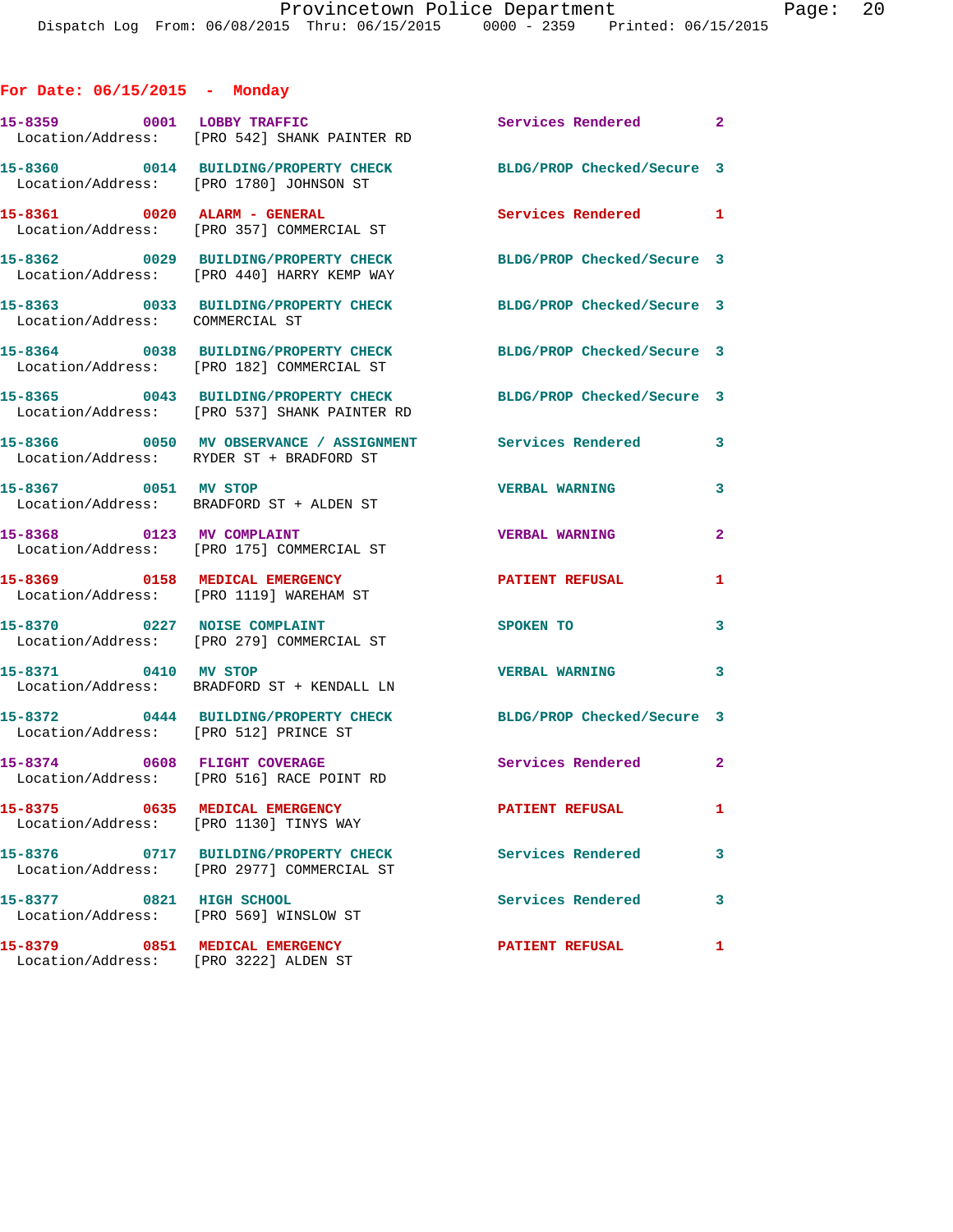## For Date: 06/15/2015 - Monday

**15-8359** 0001 **LOBBY TRAFFIC** Services Rendered 2
Location/Address: [PRO 542] SHANK PAINTER RD

**15-8360** 0014 **BUILDING/PROPERTY CHECK** BLDG/PROP Checked/Secure 3
Location/Address: [PRO 1780] JOHNSON ST

**15-8361** 0020 **ALARM - GENERAL** Services Rendered 1
Location/Address: [PRO 357] COMMERCIAL ST

**15-8362** 0029 **BUILDING/PROPERTY CHECK** BLDG/PROP Checked/Secure 3
Location/Address: [PRO 440] HARRY KEMP WAY

**15-8363** 0033 **BUILDING/PROPERTY CHECK** BLDG/PROP Checked/Secure 3
Location/Address: COMMERCIAL ST

**15-8364** 0038 **BUILDING/PROPERTY CHECK** BLDG/PROP Checked/Secure 3
Location/Address: [PRO 182] COMMERCIAL ST

**15-8365** 0043 **BUILDING/PROPERTY CHECK** BLDG/PROP Checked/Secure 3
Location/Address: [PRO 537] SHANK PAINTER RD

**15-8366** 0050 **MV OBSERVATION / ASSIGNMENT** Services Rendered 3
Location/Address: RYDER ST + BRADFORD ST

**15-8367** 0051 **MV STOP** VERBAL WARNING 3
Location/Address: BRADFORD ST + ALDEN ST

**15-8368** 0123 **MV COMPLAINT** VERBAL WARNING 2
Location/Address: [PRO 175] COMMERCIAL ST

**15-8369** 0158 **MEDICAL EMERGENCY** PATIENT REFUSAL 1
Location/Address: [PRO 1119] WAREHAM ST

**15-8370** 0227 **NOISE COMPLAINT** SPOKEN TO 3
Location/Address: [PRO 279] COMMERCIAL ST

**15-8371** 0410 **MV STOP** VERBAL WARNING 3
Location/Address: BRADFORD ST + KENDALL LN

**15-8372** 0444 **BUILDING/PROPERTY CHECK** BLDG/PROP Checked/Secure 3
Location/Address: [PRO 512] PRINCE ST

**15-8374** 0608 **FLIGHT COVERAGE** Services Rendered 2
Location/Address: [PRO 516] RACE POINT RD

**15-8375** 0635 **MEDICAL EMERGENCY** PATIENT REFUSAL 1
Location/Address: [PRO 1130] TINYS WAY

**15-8376** 0717 **BUILDING/PROPERTY CHECK** Services Rendered 3
Location/Address: [PRO 2977] COMMERCIAL ST

**15-8377** 0821 **HIGH SCHOOL** Services Rendered 3
Location/Address: [PRO 569] WINSLOW ST

**15-8379** 0851 **MEDICAL EMERGENCY** PATIENT REFUSAL 1
Location/Address: [PRO 3222] ALDEN ST